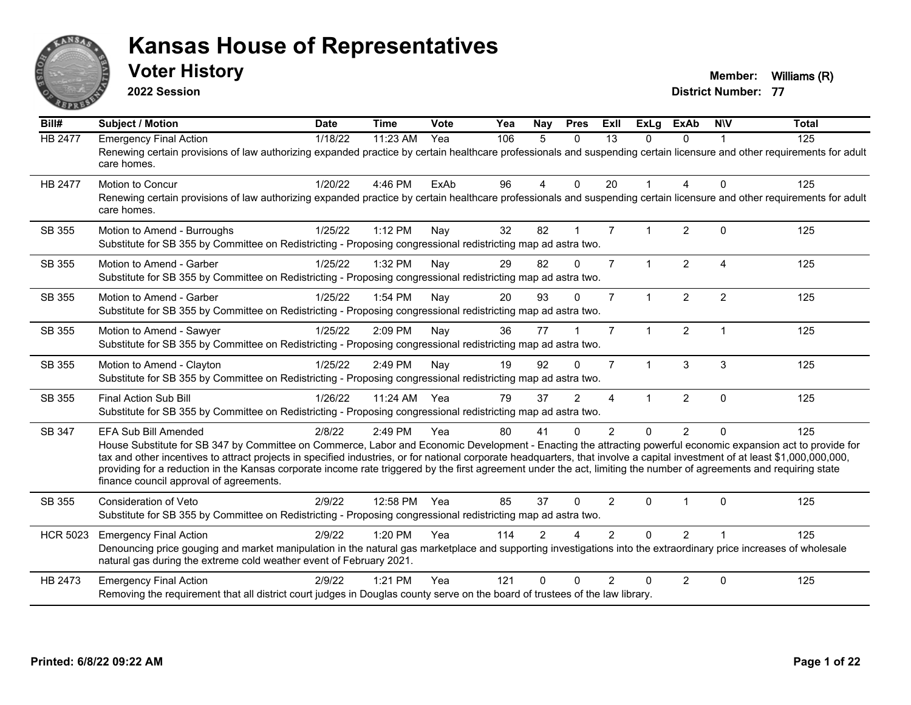# Kansas House of Representatives

## Voter History

**2022 Session**

**Member:** Williams (R)
**District Number:** 77

| Bill# | Subject / Motion | Date | Time | Vote | Yea | Nay | Pres | ExII | ExLg | ExAb | N\V | Total |
|---|---|---|---|---|---|---|---|---|---|---|---|---|
| HB 2477 | Emergency Final Action | 1/18/22 | 11:23 AM | Yea | 106 | 5 | 0 | 13 | 0 | 0 | 1 | 125 |
| | Renewing certain provisions of law authorizing expanded practice by certain healthcare professionals and suspending certain licensure and other requirements for adult care homes. | | | | | | | | | | | |
| HB 2477 | Motion to Concur | 1/20/22 | 4:46 PM | ExAb | 96 | 4 | 0 | 20 | 1 | 4 | 0 | 125 |
| | Renewing certain provisions of law authorizing expanded practice by certain healthcare professionals and suspending certain licensure and other requirements for adult care homes. | | | | | | | | | | | |
| SB 355 | Motion to Amend - Burroughs | 1/25/22 | 1:12 PM | Nay | 32 | 82 | 1 | 7 | 1 | 2 | 0 | 125 |
| | Substitute for SB 355 by Committee on Redistricting - Proposing congressional redistricting map ad astra two. | | | | | | | | | | | |
| SB 355 | Motion to Amend - Garber | 1/25/22 | 1:32 PM | Nay | 29 | 82 | 0 | 7 | 1 | 2 | 4 | 125 |
| | Substitute for SB 355 by Committee on Redistricting - Proposing congressional redistricting map ad astra two. | | | | | | | | | | | |
| SB 355 | Motion to Amend - Garber | 1/25/22 | 1:54 PM | Nay | 20 | 93 | 0 | 7 | 1 | 2 | 2 | 125 |
| | Substitute for SB 355 by Committee on Redistricting - Proposing congressional redistricting map ad astra two. | | | | | | | | | | | |
| SB 355 | Motion to Amend - Sawyer | 1/25/22 | 2:09 PM | Nay | 36 | 77 | 1 | 7 | 1 | 2 | 1 | 125 |
| | Substitute for SB 355 by Committee on Redistricting - Proposing congressional redistricting map ad astra two. | | | | | | | | | | | |
| SB 355 | Motion to Amend - Clayton | 1/25/22 | 2:49 PM | Nay | 19 | 92 | 0 | 7 | 1 | 3 | 3 | 125 |
| | Substitute for SB 355 by Committee on Redistricting - Proposing congressional redistricting map ad astra two. | | | | | | | | | | | |
| SB 355 | Final Action Sub Bill | 1/26/22 | 11:24 AM | Yea | 79 | 37 | 2 | 4 | 1 | 2 | 0 | 125 |
| | Substitute for SB 355 by Committee on Redistricting - Proposing congressional redistricting map ad astra two. | | | | | | | | | | | |
| SB 347 | EFA Sub Bill Amended | 2/8/22 | 2:49 PM | Yea | 80 | 41 | 0 | 2 | 0 | 2 | 0 | 125 |
| | House Substitute for SB 347 by Committee on Commerce, Labor and Economic Development - Enacting the attracting powerful economic expansion act to provide for tax and other incentives to attract projects in specified industries, or for national corporate headquarters, that involve a capital investment of at least $1,000,000,000, providing for a reduction in the Kansas corporate income rate triggered by the first agreement under the act, limiting the number of agreements and requiring state finance council approval of agreements. | | | | | | | | | | | |
| SB 355 | Consideration of Veto | 2/9/22 | 12:58 PM | Yea | 85 | 37 | 0 | 2 | 0 | 1 | 0 | 125 |
| | Substitute for SB 355 by Committee on Redistricting - Proposing congressional redistricting map ad astra two. | | | | | | | | | | | |
| HCR 5023 | Emergency Final Action | 2/9/22 | 1:20 PM | Yea | 114 | 2 | 4 | 2 | 0 | 2 | 1 | 125 |
| | Denouncing price gouging and market manipulation in the natural gas marketplace and supporting investigations into the extraordinary price increases of wholesale natural gas during the extreme cold weather event of February 2021. | | | | | | | | | | | |
| HB 2473 | Emergency Final Action | 2/9/22 | 1:21 PM | Yea | 121 | 0 | 0 | 2 | 0 | 2 | 0 | 125 |
| | Removing the requirement that all district court judges in Douglas county serve on the board of trustees of the law library. | | | | | | | | | | | |

**Printed: 6/8/22 09:22 AM**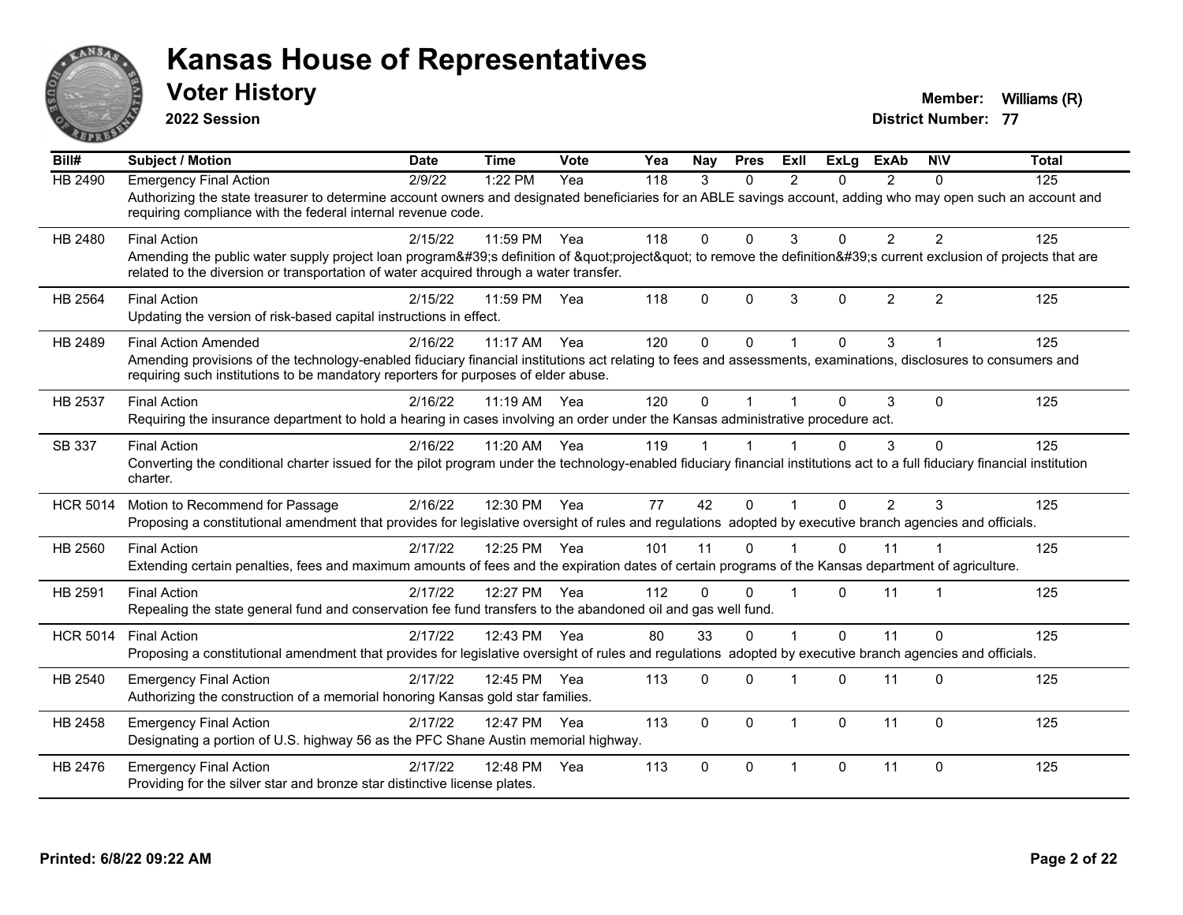# Kansas House of Representatives

## Voter History

**2022 Session**

**Member:** Williams (R)
**District Number:** 77

| Bill# | Subject / Motion | Date | Time | Vote | Yea | Nay | Pres | ExII | ExLg | ExAb | N\V | Total |
|---|---|---|---|---|---|---|---|---|---|---|---|---|
| HB 2490 | Emergency Final Action | 2/9/22 | 1:22 PM | Yea | 118 | 3 | 0 | 2 | 0 | 2 | 0 | 125 |
| | Authorizing the state treasurer to determine account owners and designated beneficiaries for an ABLE savings account, adding who may open such an account and requiring compliance with the federal internal revenue code. | | | | | | | | | | | |
| HB 2480 | Final Action | 2/15/22 | 11:59 PM | Yea | 118 | 0 | 0 | 3 | 0 | 2 | 2 | 125 |
| | Amending the public water supply project loan program&#39;s definition of &quot;project&quot; to remove the definition&#39;s current exclusion of projects that are related to the diversion or transportation of water acquired through a water transfer. | | | | | | | | | | | |
| HB 2564 | Final Action | 2/15/22 | 11:59 PM | Yea | 118 | 0 | 0 | 3 | 0 | 2 | 2 | 125 |
| | Updating the version of risk-based capital instructions in effect. | | | | | | | | | | | |
| HB 2489 | Final Action Amended | 2/16/22 | 11:17 AM | Yea | 120 | 0 | 0 | 1 | 0 | 3 | 1 | 125 |
| | Amending provisions of the technology-enabled fiduciary financial institutions act relating to fees and assessments, examinations, disclosures to consumers and requiring such institutions to be mandatory reporters for purposes of elder abuse. | | | | | | | | | | | |
| HB 2537 | Final Action | 2/16/22 | 11:19 AM | Yea | 120 | 0 | 1 | 1 | 0 | 3 | 0 | 125 |
| | Requiring the insurance department to hold a hearing in cases involving an order under the Kansas administrative procedure act. | | | | | | | | | | | |
| SB 337 | Final Action | 2/16/22 | 11:20 AM | Yea | 119 | 1 | 1 | 1 | 0 | 3 | 0 | 125 |
| | Converting the conditional charter issued for the pilot program under the technology-enabled fiduciary financial institutions act to a full fiduciary financial institution charter. | | | | | | | | | | | |
| HCR 5014 | Motion to Recommend for Passage | 2/16/22 | 12:30 PM | Yea | 77 | 42 | 0 | 1 | 0 | 2 | 3 | 125 |
| | Proposing a constitutional amendment that provides for legislative oversight of rules and regulations adopted by executive branch agencies and officials. | | | | | | | | | | | |
| HB 2560 | Final Action | 2/17/22 | 12:25 PM | Yea | 101 | 11 | 0 | 1 | 0 | 11 | 1 | 125 |
| | Extending certain penalties, fees and maximum amounts of fees and the expiration dates of certain programs of the Kansas department of agriculture. | | | | | | | | | | | |
| HB 2591 | Final Action | 2/17/22 | 12:27 PM | Yea | 112 | 0 | 0 | 1 | 0 | 11 | 1 | 125 |
| | Repealing the state general fund and conservation fee fund transfers to the abandoned oil and gas well fund. | | | | | | | | | | | |
| HCR 5014 | Final Action | 2/17/22 | 12:43 PM | Yea | 80 | 33 | 0 | 1 | 0 | 11 | 0 | 125 |
| | Proposing a constitutional amendment that provides for legislative oversight of rules and regulations adopted by executive branch agencies and officials. | | | | | | | | | | | |
| HB 2540 | Emergency Final Action | 2/17/22 | 12:45 PM | Yea | 113 | 0 | 0 | 1 | 0 | 11 | 0 | 125 |
| | Authorizing the construction of a memorial honoring Kansas gold star families. | | | | | | | | | | | |
| HB 2458 | Emergency Final Action | 2/17/22 | 12:47 PM | Yea | 113 | 0 | 0 | 1 | 0 | 11 | 0 | 125 |
| | Designating a portion of U.S. highway 56 as the PFC Shane Austin memorial highway. | | | | | | | | | | | |
| HB 2476 | Emergency Final Action | 2/17/22 | 12:48 PM | Yea | 113 | 0 | 0 | 1 | 0 | 11 | 0 | 125 |
| | Providing for the silver star and bronze star distinctive license plates. | | | | | | | | | | | |

**Printed: 6/8/22 09:22 AM**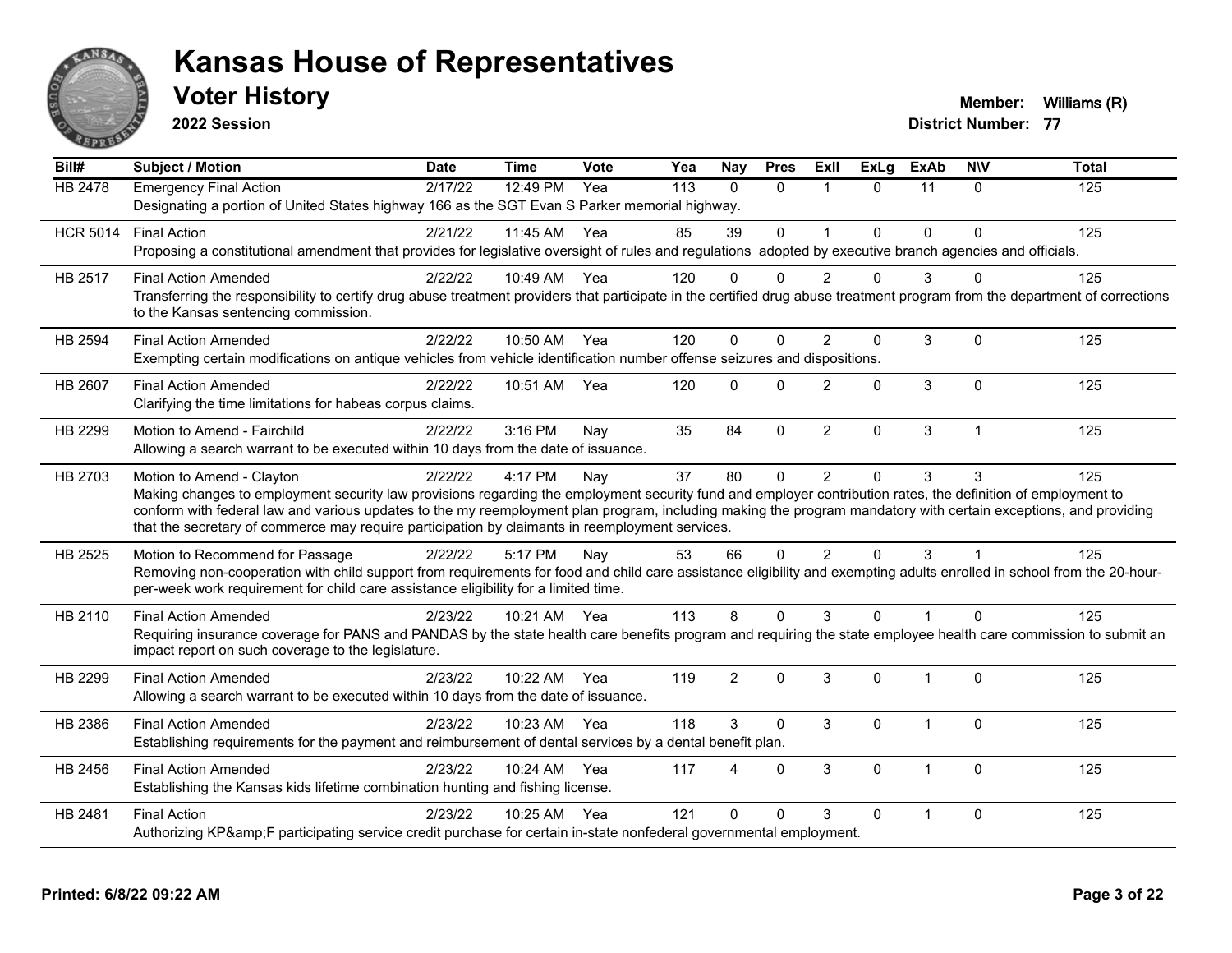# Kansas House of Representatives

## Voter History

**2022 Session**

**Member:** Williams (R)
**District Number:** 77

| Bill# | Subject / Motion | Date | Time | Vote | Yea | Nay | Pres | ExII | ExLg | ExAb | N\V | Total |
|---|---|---|---|---|---|---|---|---|---|---|---|---|
| HB 2478 | Emergency Final Action | 2/17/22 | 12:49 PM | Yea | 113 | 0 | 0 | 1 | 0 | 11 | 0 | 125 |
| | Designating a portion of United States highway 166 as the SGT Evan S Parker memorial highway. | | | | | | | | | | | |
| HCR 5014 | Final Action | 2/21/22 | 11:45 AM | Yea | 85 | 39 | 0 | 1 | 0 | 0 | 0 | 125 |
| | Proposing a constitutional amendment that provides for legislative oversight of rules and regulations adopted by executive branch agencies and officials. | | | | | | | | | | | |
| HB 2517 | Final Action Amended | 2/22/22 | 10:49 AM | Yea | 120 | 0 | 0 | 2 | 0 | 3 | 0 | 125 |
| | Transferring the responsibility to certify drug abuse treatment providers that participate in the certified drug abuse treatment program from the department of corrections to the Kansas sentencing commission. | | | | | | | | | | | |
| HB 2594 | Final Action Amended | 2/22/22 | 10:50 AM | Yea | 120 | 0 | 0 | 2 | 0 | 3 | 0 | 125 |
| | Exempting certain modifications on antique vehicles from vehicle identification number offense seizures and dispositions. | | | | | | | | | | | |
| HB 2607 | Final Action Amended | 2/22/22 | 10:51 AM | Yea | 120 | 0 | 0 | 2 | 0 | 3 | 0 | 125 |
| | Clarifying the time limitations for habeas corpus claims. | | | | | | | | | | | |
| HB 2299 | Motion to Amend - Fairchild | 2/22/22 | 3:16 PM | Nay | 35 | 84 | 0 | 2 | 0 | 3 | 1 | 125 |
| | Allowing a search warrant to be executed within 10 days from the date of issuance. | | | | | | | | | | | |
| HB 2703 | Motion to Amend - Clayton | 2/22/22 | 4:17 PM | Nay | 37 | 80 | 0 | 2 | 0 | 3 | 3 | 125 |
| | Making changes to employment security law provisions regarding the employment security fund and employer contribution rates, the definition of employment to conform with federal law and various updates to the my reemployment plan program, including making the program mandatory with certain exceptions, and providing that the secretary of commerce may require participation by claimants in reemployment services. | | | | | | | | | | | |
| HB 2525 | Motion to Recommend for Passage | 2/22/22 | 5:17 PM | Nay | 53 | 66 | 0 | 2 | 0 | 3 | 1 | 125 |
| | Removing non-cooperation with child support from requirements for food and child care assistance eligibility and exempting adults enrolled in school from the 20-hour-per-week work requirement for child care assistance eligibility for a limited time. | | | | | | | | | | | |
| HB 2110 | Final Action Amended | 2/23/22 | 10:21 AM | Yea | 113 | 8 | 0 | 3 | 0 | 1 | 0 | 125 |
| | Requiring insurance coverage for PANS and PANDAS by the state health care benefits program and requiring the state employee health care commission to submit an impact report on such coverage to the legislature. | | | | | | | | | | | |
| HB 2299 | Final Action Amended | 2/23/22 | 10:22 AM | Yea | 119 | 2 | 0 | 3 | 0 | 1 | 0 | 125 |
| | Allowing a search warrant to be executed within 10 days from the date of issuance. | | | | | | | | | | | |
| HB 2386 | Final Action Amended | 2/23/22 | 10:23 AM | Yea | 118 | 3 | 0 | 3 | 0 | 1 | 0 | 125 |
| | Establishing requirements for the payment and reimbursement of dental services by a dental benefit plan. | | | | | | | | | | | |
| HB 2456 | Final Action Amended | 2/23/22 | 10:24 AM | Yea | 117 | 4 | 0 | 3 | 0 | 1 | 0 | 125 |
| | Establishing the Kansas kids lifetime combination hunting and fishing license. | | | | | | | | | | | |
| HB 2481 | Final Action | 2/23/22 | 10:25 AM | Yea | 121 | 0 | 0 | 3 | 0 | 1 | 0 | 125 |
| | Authorizing KP&amp;F participating service credit purchase for certain in-state nonfederal governmental employment. | | | | | | | | | | | |

**Printed: 6/8/22 09:22 AM**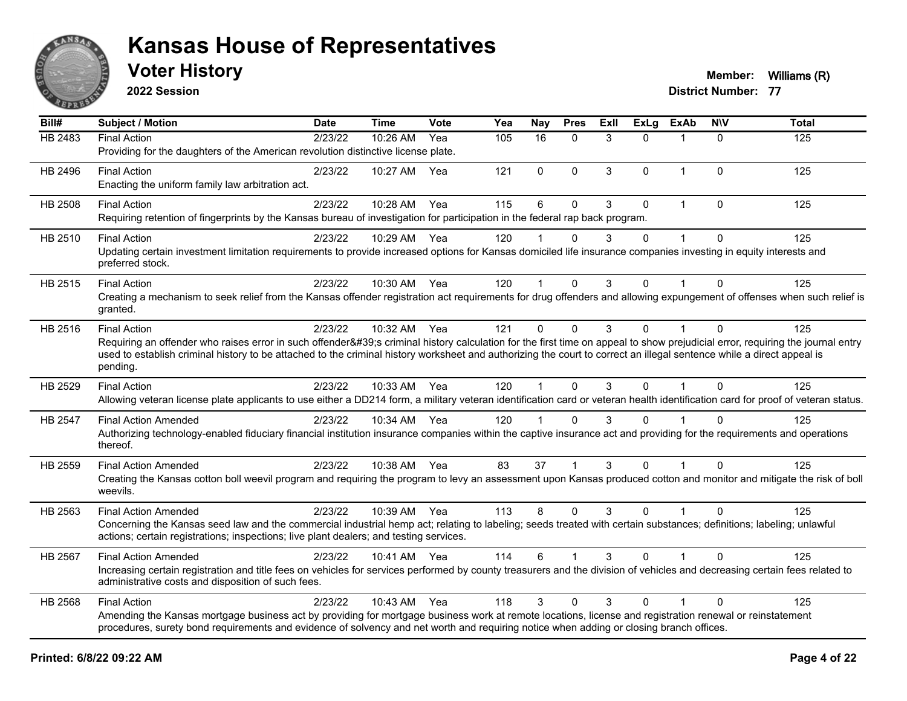# Kansas House of Representatives

## Voter History

**2022 Session**

**Member:** Williams (R)
**District Number:** 77

| Bill# | Subject / Motion | Date | Time | Vote | Yea | Nay | Pres | ExII | ExLg | ExAb | N\V | Total |
|---|---|---|---|---|---|---|---|---|---|---|---|---|
| HB 2483 | Final Action<br>Providing for the daughters of the American revolution distinctive license plate. | 2/23/22 | 10:26 AM | Yea | 105 | 16 | 0 | 3 | 0 | 1 | 0 | 125 |
| HB 2496 | Final Action<br>Enacting the uniform family law arbitration act. | 2/23/22 | 10:27 AM | Yea | 121 | 0 | 0 | 3 | 0 | 1 | 0 | 125 |
| HB 2508 | Final Action<br>Requiring retention of fingerprints by the Kansas bureau of investigation for participation in the federal rap back program. | 2/23/22 | 10:28 AM | Yea | 115 | 6 | 0 | 3 | 0 | 1 | 0 | 125 |
| HB 2510 | Final Action<br>Updating certain investment limitation requirements to provide increased options for Kansas domiciled life insurance companies investing in equity interests and preferred stock. | 2/23/22 | 10:29 AM | Yea | 120 | 1 | 0 | 3 | 0 | 1 | 0 | 125 |
| HB 2515 | Final Action<br>Creating a mechanism to seek relief from the Kansas offender registration act requirements for drug offenders and allowing expungement of offenses when such relief is granted. | 2/23/22 | 10:30 AM | Yea | 120 | 1 | 0 | 3 | 0 | 1 | 0 | 125 |
| HB 2516 | Final Action<br>Requiring an offender who raises error in such offender&#39;s criminal history calculation for the first time on appeal to show prejudicial error, requiring the journal entry used to establish criminal history to be attached to the criminal history worksheet and authorizing the court to correct an illegal sentence while a direct appeal is pending. | 2/23/22 | 10:32 AM | Yea | 121 | 0 | 0 | 3 | 0 | 1 | 0 | 125 |
| HB 2529 | Final Action<br>Allowing veteran license plate applicants to use either a DD214 form, a military veteran identification card or veteran health identification card for proof of veteran status. | 2/23/22 | 10:33 AM | Yea | 120 | 1 | 0 | 3 | 0 | 1 | 0 | 125 |
| HB 2547 | Final Action Amended<br>Authorizing technology-enabled fiduciary financial institution insurance companies within the captive insurance act and providing for the requirements and operations thereof. | 2/23/22 | 10:34 AM | Yea | 120 | 1 | 0 | 3 | 0 | 1 | 0 | 125 |
| HB 2559 | Final Action Amended<br>Creating the Kansas cotton boll weevil program and requiring the program to levy an assessment upon Kansas produced cotton and monitor and mitigate the risk of boll weevils. | 2/23/22 | 10:38 AM | Yea | 83 | 37 | 1 | 3 | 0 | 1 | 0 | 125 |
| HB 2563 | Final Action Amended<br>Concerning the Kansas seed law and the commercial industrial hemp act; relating to labeling; seeds treated with certain substances; definitions; labeling; unlawful actions; certain registrations; inspections; live plant dealers; and testing services. | 2/23/22 | 10:39 AM | Yea | 113 | 8 | 0 | 3 | 0 | 1 | 0 | 125 |
| HB 2567 | Final Action Amended<br>Increasing certain registration and title fees on vehicles for services performed by county treasurers and the division of vehicles and decreasing certain fees related to administrative costs and disposition of such fees. | 2/23/22 | 10:41 AM | Yea | 114 | 6 | 1 | 3 | 0 | 1 | 0 | 125 |
| HB 2568 | Final Action<br>Amending the Kansas mortgage business act by providing for mortgage business work at remote locations, license and registration renewal or reinstatement procedures, surety bond requirements and evidence of solvency and net worth and requiring notice when adding or closing branch offices. | 2/23/22 | 10:43 AM | Yea | 118 | 3 | 0 | 3 | 0 | 1 | 0 | 125 |

Printed: 6/8/22 09:22 AM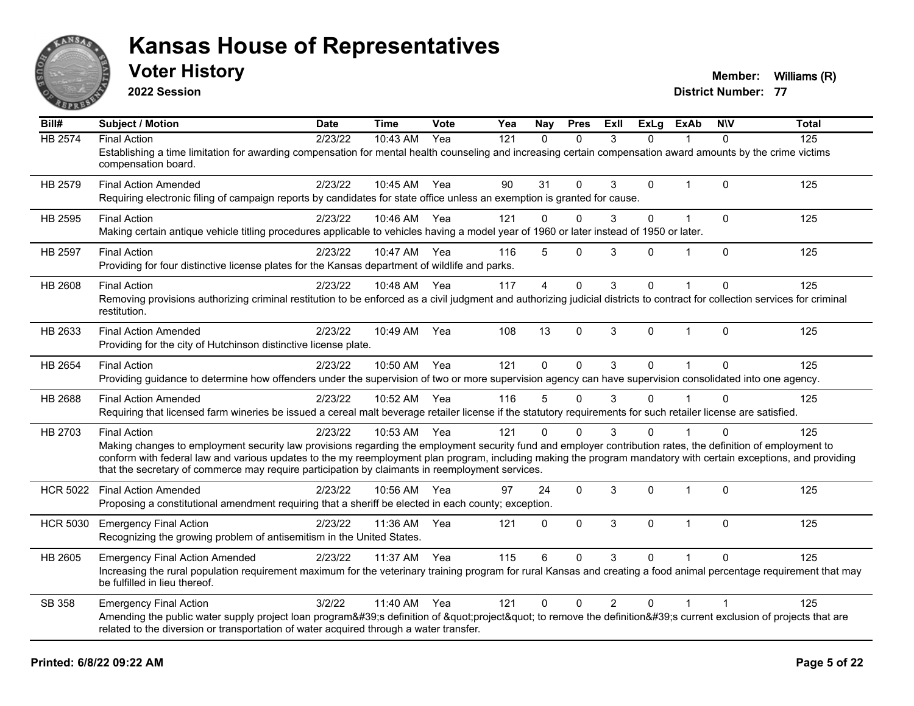# Kansas House of Representatives

## Voter History

**2022 Session**

**Member:** Williams (R)
**District Number:** 77

| Bill# | Subject / Motion | Date | Time | Vote | Yea | Nay | Pres | ExIl | ExLg | ExAb | N\V | Total |
|---|---|---|---|---|---|---|---|---|---|---|---|---|
| HB 2574 | Final Action | 2/23/22 | 10:43 AM | Yea | 121 | 0 | 0 | 3 | 0 | 1 | 0 | 125 |
| | Establishing a time limitation for awarding compensation for mental health counseling and increasing certain compensation award amounts by the crime victims compensation board. | | | | | | | | | | | |
| HB 2579 | Final Action Amended | 2/23/22 | 10:45 AM | Yea | 90 | 31 | 0 | 3 | 0 | 1 | 0 | 125 |
| | Requiring electronic filing of campaign reports by candidates for state office unless an exemption is granted for cause. | | | | | | | | | | | |
| HB 2595 | Final Action | 2/23/22 | 10:46 AM | Yea | 121 | 0 | 0 | 3 | 0 | 1 | 0 | 125 |
| | Making certain antique vehicle titling procedures applicable to vehicles having a model year of 1960 or later instead of 1950 or later. | | | | | | | | | | | |
| HB 2597 | Final Action | 2/23/22 | 10:47 AM | Yea | 116 | 5 | 0 | 3 | 0 | 1 | 0 | 125 |
| | Providing for four distinctive license plates for the Kansas department of wildlife and parks. | | | | | | | | | | | |
| HB 2608 | Final Action | 2/23/22 | 10:48 AM | Yea | 117 | 4 | 0 | 3 | 0 | 1 | 0 | 125 |
| | Removing provisions authorizing criminal restitution to be enforced as a civil judgment and authorizing judicial districts to contract for collection services for criminal restitution. | | | | | | | | | | | |
| HB 2633 | Final Action Amended | 2/23/22 | 10:49 AM | Yea | 108 | 13 | 0 | 3 | 0 | 1 | 0 | 125 |
| | Providing for the city of Hutchinson distinctive license plate. | | | | | | | | | | | |
| HB 2654 | Final Action | 2/23/22 | 10:50 AM | Yea | 121 | 0 | 0 | 3 | 0 | 1 | 0 | 125 |
| | Providing guidance to determine how offenders under the supervision of two or more supervision agency can have supervision consolidated into one agency. | | | | | | | | | | | |
| HB 2688 | Final Action Amended | 2/23/22 | 10:52 AM | Yea | 116 | 5 | 0 | 3 | 0 | 1 | 0 | 125 |
| | Requiring that licensed farm wineries be issued a cereal malt beverage retailer license if the statutory requirements for such retailer license are satisfied. | | | | | | | | | | | |
| HB 2703 | Final Action | 2/23/22 | 10:53 AM | Yea | 121 | 0 | 0 | 3 | 0 | 1 | 0 | 125 |
| | Making changes to employment security law provisions regarding the employment security fund and employer contribution rates, the definition of employment to conform with federal law and various updates to the my reemployment plan program, including making the program mandatory with certain exceptions, and providing that the secretary of commerce may require participation by claimants in reemployment services. | | | | | | | | | | | |
| HCR 5022 | Final Action Amended | 2/23/22 | 10:56 AM | Yea | 97 | 24 | 0 | 3 | 0 | 1 | 0 | 125 |
| | Proposing a constitutional amendment requiring that a sheriff be elected in each county; exception. | | | | | | | | | | | |
| HCR 5030 | Emergency Final Action | 2/23/22 | 11:36 AM | Yea | 121 | 0 | 0 | 3 | 0 | 1 | 0 | 125 |
| | Recognizing the growing problem of antisemitism in the United States. | | | | | | | | | | | |
| HB 2605 | Emergency Final Action Amended | 2/23/22 | 11:37 AM | Yea | 115 | 6 | 0 | 3 | 0 | 1 | 0 | 125 |
| | Increasing the rural population requirement maximum for the veterinary training program for rural Kansas and creating a food animal percentage requirement that may be fulfilled in lieu thereof. | | | | | | | | | | | |
| SB 358 | Emergency Final Action | 3/2/22 | 11:40 AM | Yea | 121 | 0 | 0 | 2 | 0 | 1 | 1 | 125 |
| | Amending the public water supply project loan program&#39;s definition of &quot;project&quot; to remove the definition&#39;s current exclusion of projects that are related to the diversion or transportation of water acquired through a water transfer. | | | | | | | | | | | |

Printed: 6/8/22 09:22 AM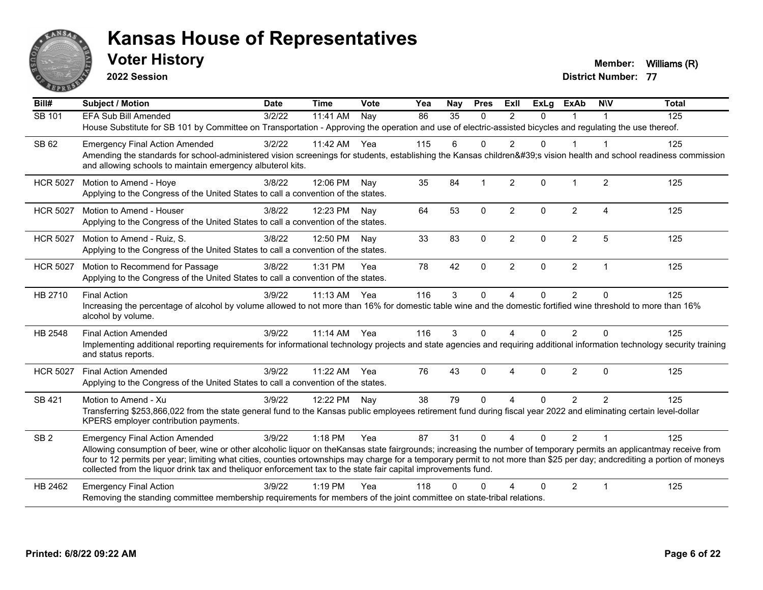# Kansas House of Representatives

## Voter History

**2022 Session**

**Member:** Williams (R)
**District Number:** 77

| Bill# | Subject / Motion | Date | Time | Vote | Yea | Nay | Pres | ExII | ExLg | ExAb | N\V | Total |
|---|---|---|---|---|---|---|---|---|---|---|---|---|
| SB 101 | EFA Sub Bill Amended | 3/2/22 | 11:41 AM | Nay | 86 | 35 | 0 | 2 | 0 | 1 | 1 | 125 |
| | House Substitute for SB 101 by Committee on Transportation - Approving the operation and use of electric-assisted bicycles and regulating the use thereof. | | | | | | | | | | | |
| SB 62 | Emergency Final Action Amended | 3/2/22 | 11:42 AM | Yea | 115 | 6 | 0 | 2 | 0 | 1 | 1 | 125 |
| | Amending the standards for school-administered vision screenings for students, establishing the Kansas children&#39;s vision health and school readiness commission and allowing schools to maintain emergency albuterol kits. | | | | | | | | | | | |
| HCR 5027 | Motion to Amend - Hoye | 3/8/22 | 12:06 PM | Nay | 35 | 84 | 1 | 2 | 0 | 1 | 2 | 125 |
| | Applying to the Congress of the United States to call a convention of the states. | | | | | | | | | | | |
| HCR 5027 | Motion to Amend - Houser | 3/8/22 | 12:23 PM | Nay | 64 | 53 | 0 | 2 | 0 | 2 | 4 | 125 |
| | Applying to the Congress of the United States to call a convention of the states. | | | | | | | | | | | |
| HCR 5027 | Motion to Amend - Ruiz, S. | 3/8/22 | 12:50 PM | Nay | 33 | 83 | 0 | 2 | 0 | 2 | 5 | 125 |
| | Applying to the Congress of the United States to call a convention of the states. | | | | | | | | | | | |
| HCR 5027 | Motion to Recommend for Passage | 3/8/22 | 1:31 PM | Yea | 78 | 42 | 0 | 2 | 0 | 2 | 1 | 125 |
| | Applying to the Congress of the United States to call a convention of the states. | | | | | | | | | | | |
| HB 2710 | Final Action | 3/9/22 | 11:13 AM | Yea | 116 | 3 | 0 | 4 | 0 | 2 | 0 | 125 |
| | Increasing the percentage of alcohol by volume allowed to not more than 16% for domestic table wine and the domestic fortified wine threshold to more than 16% alcohol by volume. | | | | | | | | | | | |
| HB 2548 | Final Action Amended | 3/9/22 | 11:14 AM | Yea | 116 | 3 | 0 | 4 | 0 | 2 | 0 | 125 |
| | Implementing additional reporting requirements for informational technology projects and state agencies and requiring additional information technology security training and status reports. | | | | | | | | | | | |
| HCR 5027 | Final Action Amended | 3/9/22 | 11:22 AM | Yea | 76 | 43 | 0 | 4 | 0 | 2 | 0 | 125 |
| | Applying to the Congress of the United States to call a convention of the states. | | | | | | | | | | | |
| SB 421 | Motion to Amend - Xu | 3/9/22 | 12:22 PM | Nay | 38 | 79 | 0 | 4 | 0 | 2 | 2 | 125 |
| | Transferring $253,866,022 from the state general fund to the Kansas public employees retirement fund during fiscal year 2022 and eliminating certain level-dollar KPERS employer contribution payments. | | | | | | | | | | | |
| SB 2 | Emergency Final Action Amended | 3/9/22 | 1:18 PM | Yea | 87 | 31 | 0 | 4 | 0 | 2 | 1 | 125 |
| | Allowing consumption of beer, wine or other alcoholic liquor on theKansas state fairgrounds; increasing the number of temporary permits an applicantmay receive from four to 12 permits per year; limiting what cities, counties ortownships may charge for a temporary permit to not more than $25 per day; andcrediting a portion of moneys collected from the liquor drink tax and theliquor enforcement tax to the state fair capital improvements fund. | | | | | | | | | | | |
| HB 2462 | Emergency Final Action | 3/9/22 | 1:19 PM | Yea | 118 | 0 | 0 | 4 | 0 | 2 | 1 | 125 |
| | Removing the standing committee membership requirements for members of the joint committee on state-tribal relations. | | | | | | | | | | | |

**Printed: 6/8/22 09:22 AM**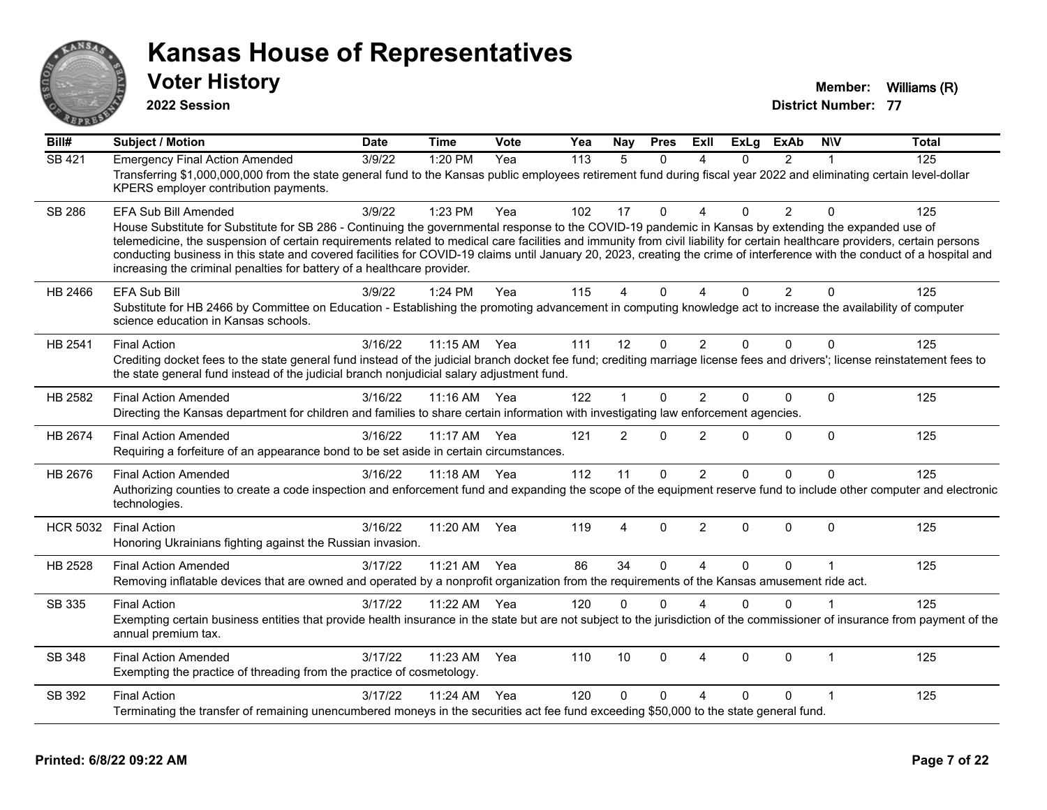# Kansas House of Representatives

## Voter History

**2022 Session**

**Member:** Williams (R)
**District Number:** 77

| Bill# | Subject / Motion | Date | Time | Vote | Yea | Nay | Pres | ExII | ExLg | ExAb | N\V | Total |
|---|---|---|---|---|---|---|---|---|---|---|---|---|
| SB 421 | Emergency Final Action Amended | 3/9/22 | 1:20 PM | Yea | 113 | 5 | 0 | 4 | 0 | 2 | 1 | 125 |
| | Transferring $1,000,000,000 from the state general fund to the Kansas public employees retirement fund during fiscal year 2022 and eliminating certain level-dollar KPERS employer contribution payments. | | | | | | | | | | | |
| SB 286 | EFA Sub Bill Amended | 3/9/22 | 1:23 PM | Yea | 102 | 17 | 0 | 4 | 0 | 2 | 0 | 125 |
| | House Substitute for Substitute for SB 286 - Continuing the governmental response to the COVID-19 pandemic in Kansas by extending the expanded use of telemedicine, the suspension of certain requirements related to medical care facilities and immunity from civil liability for certain healthcare providers, certain persons conducting business in this state and covered facilities for COVID-19 claims until January 20, 2023, creating the crime of interference with the conduct of a hospital and increasing the criminal penalties for battery of a healthcare provider. | | | | | | | | | | | |
| HB 2466 | EFA Sub Bill | 3/9/22 | 1:24 PM | Yea | 115 | 4 | 0 | 4 | 0 | 2 | 0 | 125 |
| | Substitute for HB 2466 by Committee on Education - Establishing the promoting advancement in computing knowledge act to increase the availability of computer science education in Kansas schools. | | | | | | | | | | | |
| HB 2541 | Final Action | 3/16/22 | 11:15 AM | Yea | 111 | 12 | 0 | 2 | 0 | 0 | 0 | 125 |
| | Crediting docket fees to the state general fund instead of the judicial branch docket fee fund; crediting marriage license fees and drivers'; license reinstatement fees to the state general fund instead of the judicial branch nonjudicial salary adjustment fund. | | | | | | | | | | | |
| HB 2582 | Final Action Amended | 3/16/22 | 11:16 AM | Yea | 122 | 1 | 0 | 2 | 0 | 0 | 0 | 125 |
| | Directing the Kansas department for children and families to share certain information with investigating law enforcement agencies. | | | | | | | | | | | |
| HB 2674 | Final Action Amended | 3/16/22 | 11:17 AM | Yea | 121 | 2 | 0 | 2 | 0 | 0 | 0 | 125 |
| | Requiring a forfeiture of an appearance bond to be set aside in certain circumstances. | | | | | | | | | | | |
| HB 2676 | Final Action Amended | 3/16/22 | 11:18 AM | Yea | 112 | 11 | 0 | 2 | 0 | 0 | 0 | 125 |
| | Authorizing counties to create a code inspection and enforcement fund and expanding the scope of the equipment reserve fund to include other computer and electronic technologies. | | | | | | | | | | | |
| HCR 5032 | Final Action | 3/16/22 | 11:20 AM | Yea | 119 | 4 | 0 | 2 | 0 | 0 | 0 | 125 |
| | Honoring Ukrainians fighting against the Russian invasion. | | | | | | | | | | | |
| HB 2528 | Final Action Amended | 3/17/22 | 11:21 AM | Yea | 86 | 34 | 0 | 4 | 0 | 0 | 1 | 125 |
| | Removing inflatable devices that are owned and operated by a nonprofit organization from the requirements of the Kansas amusement ride act. | | | | | | | | | | | |
| SB 335 | Final Action | 3/17/22 | 11:22 AM | Yea | 120 | 0 | 0 | 4 | 0 | 0 | 1 | 125 |
| | Exempting certain business entities that provide health insurance in the state but are not subject to the jurisdiction of the commissioner of insurance from payment of the annual premium tax. | | | | | | | | | | | |
| SB 348 | Final Action Amended | 3/17/22 | 11:23 AM | Yea | 110 | 10 | 0 | 4 | 0 | 0 | 1 | 125 |
| | Exempting the practice of threading from the practice of cosmetology. | | | | | | | | | | | |
| SB 392 | Final Action | 3/17/22 | 11:24 AM | Yea | 120 | 0 | 0 | 4 | 0 | 0 | 1 | 125 |
| | Terminating the transfer of remaining unencumbered moneys in the securities act fee fund exceeding $50,000 to the state general fund. | | | | | | | | | | | |

**Printed: 6/8/22 09:22 AM**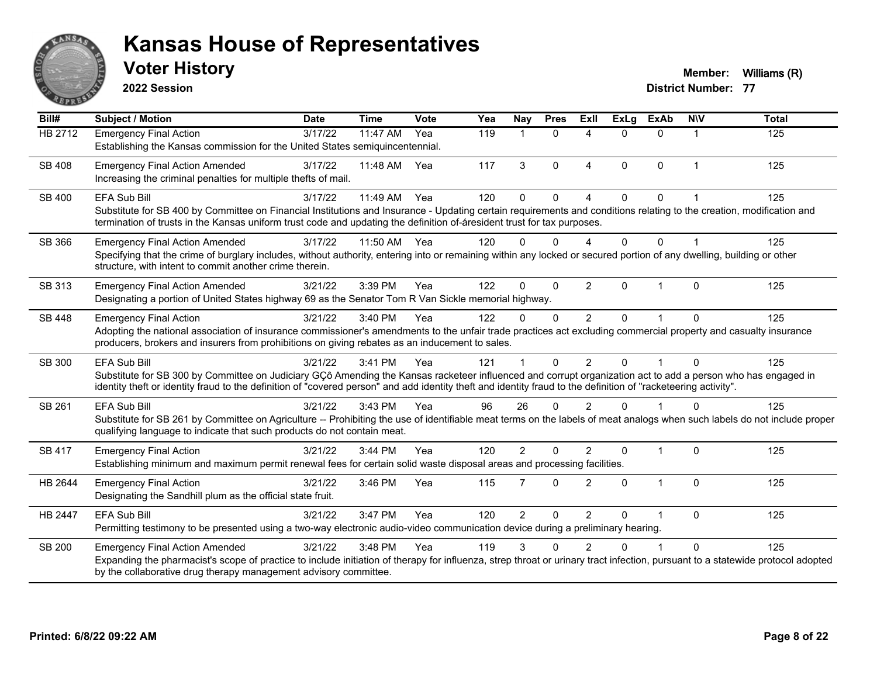# Kansas House of Representatives

## Voter History

**2022 Session**

**Member:** Williams (R)
**District Number:** 77

| Bill# | Subject / Motion | Date | Time | Vote | Yea | Nay | Pres | ExII | ExLg | ExAb | N\V | Total |
|---|---|---|---|---|---|---|---|---|---|---|---|---|
| HB 2712 | Emergency Final Action | 3/17/22 | 11:47 AM | Yea | 119 | 1 | 0 | 4 | 0 | 0 | 1 | 125 |
| | Establishing the Kansas commission for the United States semiquincentennial. | | | | | | | | | | | |
| SB 408 | Emergency Final Action Amended | 3/17/22 | 11:48 AM | Yea | 117 | 3 | 0 | 4 | 0 | 0 | 1 | 125 |
| | Increasing the criminal penalties for multiple thefts of mail. | | | | | | | | | | | |
| SB 400 | EFA Sub Bill | 3/17/22 | 11:49 AM | Yea | 120 | 0 | 0 | 4 | 0 | 0 | 1 | 125 |
| | Substitute for SB 400 by Committee on Financial Institutions and Insurance - Updating certain requirements and conditions relating to the creation, modification and termination of trusts in the Kansas uniform trust code and updating the definition of-áresident trust for tax purposes. | | | | | | | | | | | |
| SB 366 | Emergency Final Action Amended | 3/17/22 | 11:50 AM | Yea | 120 | 0 | 0 | 4 | 0 | 0 | 1 | 125 |
| | Specifying that the crime of burglary includes, without authority, entering into or remaining within any locked or secured portion of any dwelling, building or other structure, with intent to commit another crime therein. | | | | | | | | | | | |
| SB 313 | Emergency Final Action Amended | 3/21/22 | 3:39 PM | Yea | 122 | 0 | 0 | 2 | 0 | 1 | 0 | 125 |
| | Designating a portion of United States highway 69 as the Senator Tom R Van Sickle memorial highway. | | | | | | | | | | | |
| SB 448 | Emergency Final Action | 3/21/22 | 3:40 PM | Yea | 122 | 0 | 0 | 2 | 0 | 1 | 0 | 125 |
| | Adopting the national association of insurance commissioner's amendments to the unfair trade practices act excluding commercial property and casualty insurance producers, brokers and insurers from prohibitions on giving rebates as an inducement to sales. | | | | | | | | | | | |
| SB 300 | EFA Sub Bill | 3/21/22 | 3:41 PM | Yea | 121 | 1 | 0 | 2 | 0 | 1 | 0 | 125 |
| | Substitute for SB 300 by Committee on Judiciary GÇô Amending the Kansas racketeer influenced and corrupt organization act to add a person who has engaged in identity theft or identity fraud to the definition of "covered person" and add identity theft and identity fraud to the definition of "racketeering activity". | | | | | | | | | | | |
| SB 261 | EFA Sub Bill | 3/21/22 | 3:43 PM | Yea | 96 | 26 | 0 | 2 | 0 | 1 | 0 | 125 |
| | Substitute for SB 261 by Committee on Agriculture -- Prohibiting the use of identifiable meat terms on the labels of meat analogs when such labels do not include proper qualifying language to indicate that such products do not contain meat. | | | | | | | | | | | |
| SB 417 | Emergency Final Action | 3/21/22 | 3:44 PM | Yea | 120 | 2 | 0 | 2 | 0 | 1 | 0 | 125 |
| | Establishing minimum and maximum permit renewal fees for certain solid waste disposal areas and processing facilities. | | | | | | | | | | | |
| HB 2644 | Emergency Final Action | 3/21/22 | 3:46 PM | Yea | 115 | 7 | 0 | 2 | 0 | 1 | 0 | 125 |
| | Designating the Sandhill plum as the official state fruit. | | | | | | | | | | | |
| HB 2447 | EFA Sub Bill | 3/21/22 | 3:47 PM | Yea | 120 | 2 | 0 | 2 | 0 | 1 | 0 | 125 |
| | Permitting testimony to be presented using a two-way electronic audio-video communication device during a preliminary hearing. | | | | | | | | | | | |
| SB 200 | Emergency Final Action Amended | 3/21/22 | 3:48 PM | Yea | 119 | 3 | 0 | 2 | 0 | 1 | 0 | 125 |
| | Expanding the pharmacist's scope of practice to include initiation of therapy for influenza, strep throat or urinary tract infection, pursuant to a statewide protocol adopted by the collaborative drug therapy management advisory committee. | | | | | | | | | | | |

**Printed: 6/8/22 09:22 AM**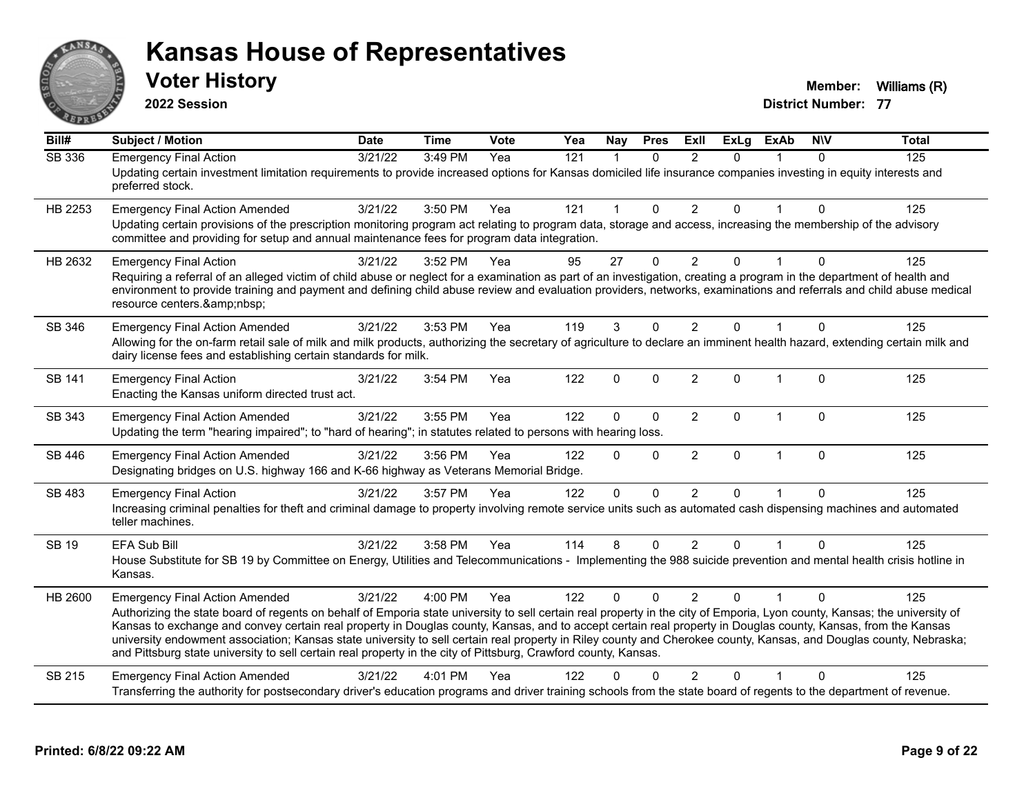# Kansas House of Representatives

## Voter History

**2022 Session**

**Member:** Williams (R)
**District Number:** 77

| Bill# | Subject / Motion | Date | Time | Vote | Yea | Nay | Pres | ExII | ExLg | ExAb | N\V | Total |
|---|---|---|---|---|---|---|---|---|---|---|---|---|
| SB 336 | Emergency Final Action | 3/21/22 | 3:49 PM | Yea | 121 | 1 | 0 | 2 | 0 | 1 | 0 | 125 |
| | Updating certain investment limitation requirements to provide increased options for Kansas domiciled life insurance companies investing in equity interests and preferred stock. | | | | | | | | | | | |
| HB 2253 | Emergency Final Action Amended | 3/21/22 | 3:50 PM | Yea | 121 | 1 | 0 | 2 | 0 | 1 | 0 | 125 |
| | Updating certain provisions of the prescription monitoring program act relating to program data, storage and access, increasing the membership of the advisory committee and providing for setup and annual maintenance fees for program data integration. | | | | | | | | | | | |
| HB 2632 | Emergency Final Action | 3/21/22 | 3:52 PM | Yea | 95 | 27 | 0 | 2 | 0 | 1 | 0 | 125 |
| | Requiring a referral of an alleged victim of child abuse or neglect for a examination as part of an investigation, creating a program in the department of health and environment to provide training and payment and defining child abuse review and evaluation providers, networks, examinations and referrals and child abuse medical resource centers.&amp;nbsp; | | | | | | | | | | | |
| SB 346 | Emergency Final Action Amended | 3/21/22 | 3:53 PM | Yea | 119 | 3 | 0 | 2 | 0 | 1 | 0 | 125 |
| | Allowing for the on-farm retail sale of milk and milk products, authorizing the secretary of agriculture to declare an imminent health hazard, extending certain milk and dairy license fees and establishing certain standards for milk. | | | | | | | | | | | |
| SB 141 | Emergency Final Action | 3/21/22 | 3:54 PM | Yea | 122 | 0 | 0 | 2 | 0 | 1 | 0 | 125 |
| | Enacting the Kansas uniform directed trust act. | | | | | | | | | | | |
| SB 343 | Emergency Final Action Amended | 3/21/22 | 3:55 PM | Yea | 122 | 0 | 0 | 2 | 0 | 1 | 0 | 125 |
| | Updating the term "hearing impaired"; to "hard of hearing"; in statutes related to persons with hearing loss. | | | | | | | | | | | |
| SB 446 | Emergency Final Action Amended | 3/21/22 | 3:56 PM | Yea | 122 | 0 | 0 | 2 | 0 | 1 | 0 | 125 |
| | Designating bridges on U.S. highway 166 and K-66 highway as Veterans Memorial Bridge. | | | | | | | | | | | |
| SB 483 | Emergency Final Action | 3/21/22 | 3:57 PM | Yea | 122 | 0 | 0 | 2 | 0 | 1 | 0 | 125 |
| | Increasing criminal penalties for theft and criminal damage to property involving remote service units such as automated cash dispensing machines and automated teller machines. | | | | | | | | | | | |
| SB 19 | EFA Sub Bill | 3/21/22 | 3:58 PM | Yea | 114 | 8 | 0 | 2 | 0 | 1 | 0 | 125 |
| | House Substitute for SB 19 by Committee on Energy, Utilities and Telecommunications - Implementing the 988 suicide prevention and mental health crisis hotline in Kansas. | | | | | | | | | | | |
| HB 2600 | Emergency Final Action Amended | 3/21/22 | 4:00 PM | Yea | 122 | 0 | 0 | 2 | 0 | 1 | 0 | 125 |
| | Authorizing the state board of regents on behalf of Emporia state university to sell certain real property in the city of Emporia, Lyon county, Kansas; the university of Kansas to exchange and convey certain real property in Douglas county, Kansas, and to accept certain real property in Douglas county, Kansas, from the Kansas university endowment association; Kansas state university to sell certain real property in Riley county and Cherokee county, Kansas, and Douglas county, Nebraska; and Pittsburg state university to sell certain real property in the city of Pittsburg, Crawford county, Kansas. | | | | | | | | | | | |
| SB 215 | Emergency Final Action Amended | 3/21/22 | 4:01 PM | Yea | 122 | 0 | 0 | 2 | 0 | 1 | 0 | 125 |
| | Transferring the authority for postsecondary driver's education programs and driver training schools from the state board of regents to the department of revenue. | | | | | | | | | | | |

Printed: 6/8/22 09:22 AM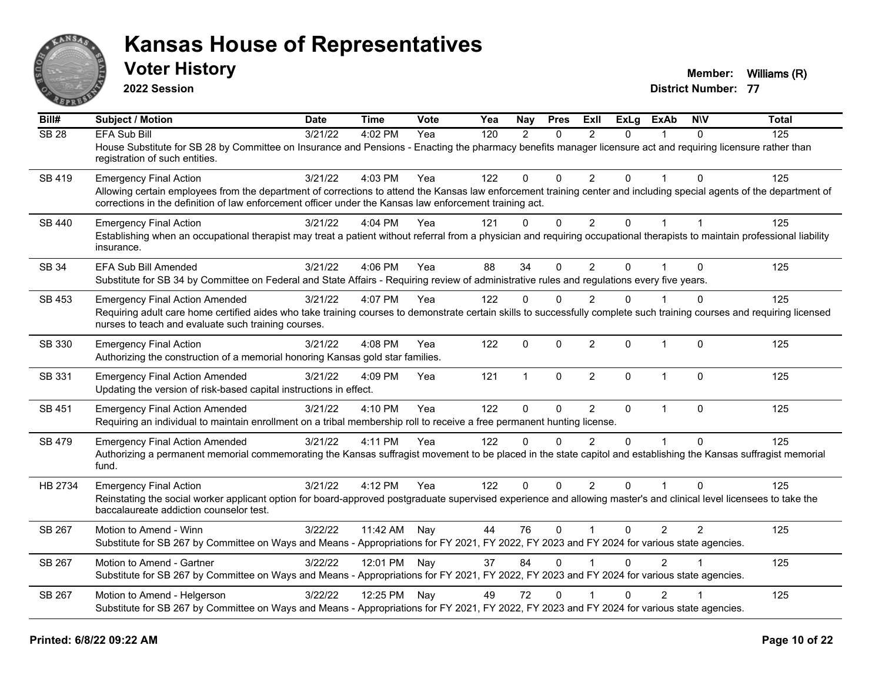# Kansas House of Representatives

## Voter History

**2022 Session**

**Member:** Williams (R)
**District Number:** 77

| Bill# | Subject / Motion | Date | Time | Vote | Yea | Nay | Pres | ExII | ExLg | ExAb | N\V | Total |
|---|---|---|---|---|---|---|---|---|---|---|---|---|
| SB 28 | EFA Sub Bill | 3/21/22 | 4:02 PM | Yea | 120 | 2 | 0 | 2 | 0 | 1 | 0 | 125 |
| | House Substitute for SB 28 by Committee on Insurance and Pensions - Enacting the pharmacy benefits manager licensure act and requiring licensure rather than registration of such entities. | | | | | | | | | | | |
| SB 419 | Emergency Final Action | 3/21/22 | 4:03 PM | Yea | 122 | 0 | 0 | 2 | 0 | 1 | 0 | 125 |
| | Allowing certain employees from the department of corrections to attend the Kansas law enforcement training center and including special agents of the department of corrections in the definition of law enforcement officer under the Kansas law enforcement training act. | | | | | | | | | | | |
| SB 440 | Emergency Final Action | 3/21/22 | 4:04 PM | Yea | 121 | 0 | 0 | 2 | 0 | 1 | 1 | 125 |
| | Establishing when an occupational therapist may treat a patient without referral from a physician and requiring occupational therapists to maintain professional liability insurance. | | | | | | | | | | | |
| SB 34 | EFA Sub Bill Amended | 3/21/22 | 4:06 PM | Yea | 88 | 34 | 0 | 2 | 0 | 1 | 0 | 125 |
| | Substitute for SB 34 by Committee on Federal and State Affairs - Requiring review of administrative rules and regulations every five years. | | | | | | | | | | | |
| SB 453 | Emergency Final Action Amended | 3/21/22 | 4:07 PM | Yea | 122 | 0 | 0 | 2 | 0 | 1 | 0 | 125 |
| | Requiring adult care home certified aides who take training courses to demonstrate certain skills to successfully complete such training courses and requiring licensed nurses to teach and evaluate such training courses. | | | | | | | | | | | |
| SB 330 | Emergency Final Action | 3/21/22 | 4:08 PM | Yea | 122 | 0 | 0 | 2 | 0 | 1 | 0 | 125 |
| | Authorizing the construction of a memorial honoring Kansas gold star families. | | | | | | | | | | | |
| SB 331 | Emergency Final Action Amended | 3/21/22 | 4:09 PM | Yea | 121 | 1 | 0 | 2 | 0 | 1 | 0 | 125 |
| | Updating the version of risk-based capital instructions in effect. | | | | | | | | | | | |
| SB 451 | Emergency Final Action Amended | 3/21/22 | 4:10 PM | Yea | 122 | 0 | 0 | 2 | 0 | 1 | 0 | 125 |
| | Requiring an individual to maintain enrollment on a tribal membership roll to receive a free permanent hunting license. | | | | | | | | | | | |
| SB 479 | Emergency Final Action Amended | 3/21/22 | 4:11 PM | Yea | 122 | 0 | 0 | 2 | 0 | 1 | 0 | 125 |
| | Authorizing a permanent memorial commemorating the Kansas suffragist movement to be placed in the state capitol and establishing the Kansas suffragist memorial fund. | | | | | | | | | | | |
| HB 2734 | Emergency Final Action | 3/21/22 | 4:12 PM | Yea | 122 | 0 | 0 | 2 | 0 | 1 | 0 | 125 |
| | Reinstating the social worker applicant option for board-approved postgraduate supervised experience and allowing master's and clinical level licensees to take the baccalaureate addiction counselor test. | | | | | | | | | | | |
| SB 267 | Motion to Amend - Winn | 3/22/22 | 11:42 AM | Nay | 44 | 76 | 0 | 1 | 0 | 2 | 2 | 125 |
| | Substitute for SB 267 by Committee on Ways and Means - Appropriations for FY 2021, FY 2022, FY 2023 and FY 2024 for various state agencies. | | | | | | | | | | | |
| SB 267 | Motion to Amend - Gartner | 3/22/22 | 12:01 PM | Nay | 37 | 84 | 0 | 1 | 0 | 2 | 1 | 125 |
| | Substitute for SB 267 by Committee on Ways and Means - Appropriations for FY 2021, FY 2022, FY 2023 and FY 2024 for various state agencies. | | | | | | | | | | | |
| SB 267 | Motion to Amend - Helgerson | 3/22/22 | 12:25 PM | Nay | 49 | 72 | 0 | 1 | 0 | 2 | 1 | 125 |
| | Substitute for SB 267 by Committee on Ways and Means - Appropriations for FY 2021, FY 2022, FY 2023 and FY 2024 for various state agencies. | | | | | | | | | | | |

**Printed: 6/8/22 09:22 AM**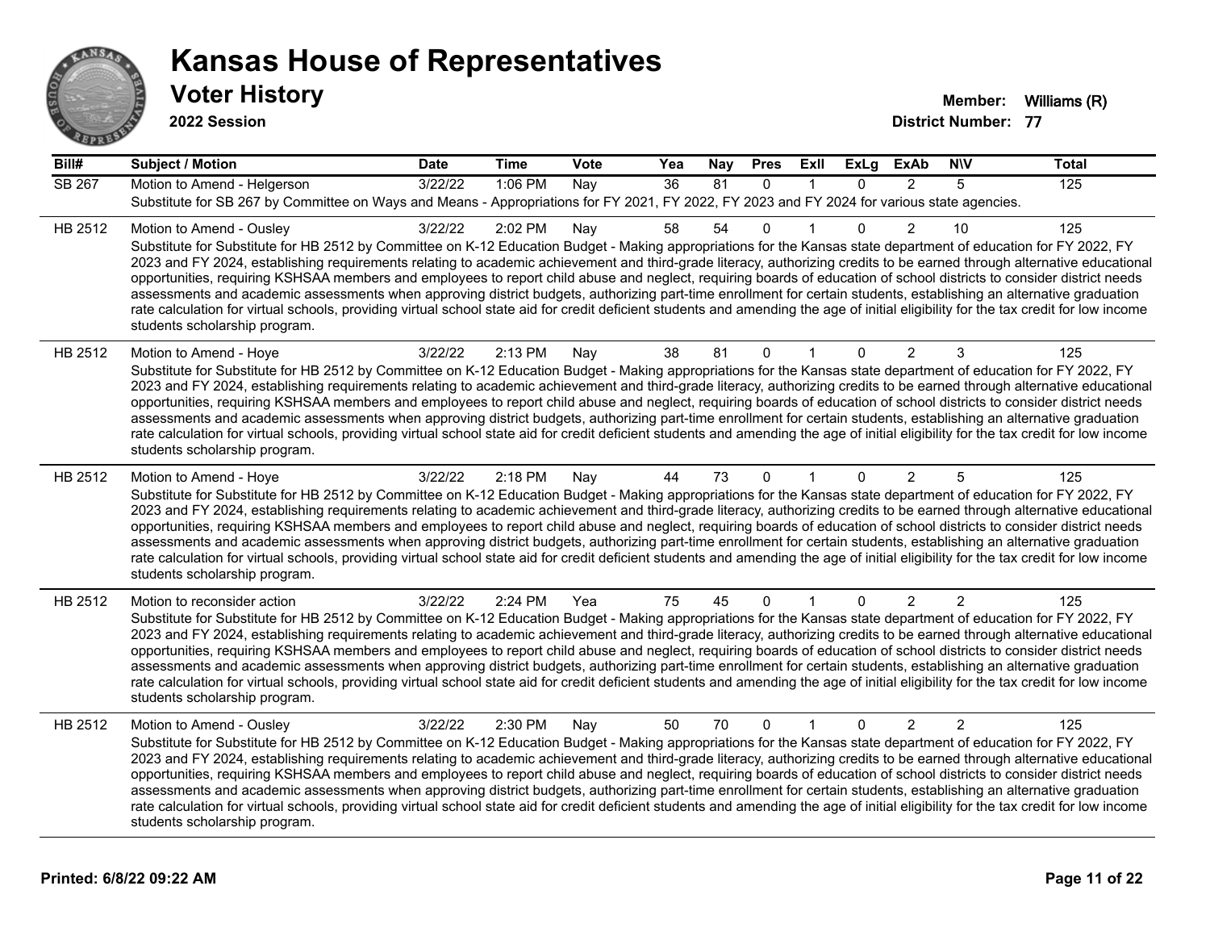# Kansas House of Representatives

## Voter History

**2022 Session**

**Member:** Williams (R)
**District Number:** 77

| Bill# | Subject / Motion | Date | Time | Vote | Yea | Nay | Pres | ExII | ExLg | ExAb | N\V | Total |
|---|---|---|---|---|---|---|---|---|---|---|---|---|
| SB 267 | Motion to Amend - Helgerson | 3/22/22 | 1:06 PM | Nay | 36 | 81 | 0 | 1 | 0 | 2 | 5 | 125 |
| | Substitute for SB 267 by Committee on Ways and Means - Appropriations for FY 2021, FY 2022, FY 2023 and FY 2024 for various state agencies. | | | | | | | | | | | |
| HB 2512 | Motion to Amend - Ousley | 3/22/22 | 2:02 PM | Nay | 58 | 54 | 0 | 1 | 0 | 2 | 10 | 125 |
| | Substitute for Substitute for HB 2512 by Committee on K-12 Education Budget - Making appropriations for the Kansas state department of education for FY 2022, FY 2023 and FY 2024, establishing requirements relating to academic achievement and third-grade literacy, authorizing credits to be earned through alternative educational opportunities, requiring KSHSAA members and employees to report child abuse and neglect, requiring boards of education of school districts to consider district needs assessments and academic assessments when approving district budgets, authorizing part-time enrollment for certain students, establishing an alternative graduation rate calculation for virtual schools, providing virtual school state aid for credit deficient students and amending the age of initial eligibility for the tax credit for low income students scholarship program. | | | | | | | | | | | |
| HB 2512 | Motion to Amend - Hoye | 3/22/22 | 2:13 PM | Nay | 38 | 81 | 0 | 1 | 0 | 2 | 3 | 125 |
| | Substitute for Substitute for HB 2512 by Committee on K-12 Education Budget - Making appropriations for the Kansas state department of education for FY 2022, FY 2023 and FY 2024, establishing requirements relating to academic achievement and third-grade literacy, authorizing credits to be earned through alternative educational opportunities, requiring KSHSAA members and employees to report child abuse and neglect, requiring boards of education of school districts to consider district needs assessments and academic assessments when approving district budgets, authorizing part-time enrollment for certain students, establishing an alternative graduation rate calculation for virtual schools, providing virtual school state aid for credit deficient students and amending the age of initial eligibility for the tax credit for low income students scholarship program. | | | | | | | | | | | |
| HB 2512 | Motion to Amend - Hoye | 3/22/22 | 2:18 PM | Nay | 44 | 73 | 0 | 1 | 0 | 2 | 5 | 125 |
| | Substitute for Substitute for HB 2512 by Committee on K-12 Education Budget - Making appropriations for the Kansas state department of education for FY 2022, FY 2023 and FY 2024, establishing requirements relating to academic achievement and third-grade literacy, authorizing credits to be earned through alternative educational opportunities, requiring KSHSAA members and employees to report child abuse and neglect, requiring boards of education of school districts to consider district needs assessments and academic assessments when approving district budgets, authorizing part-time enrollment for certain students, establishing an alternative graduation rate calculation for virtual schools, providing virtual school state aid for credit deficient students and amending the age of initial eligibility for the tax credit for low income students scholarship program. | | | | | | | | | | | |
| HB 2512 | Motion to reconsider action | 3/22/22 | 2:24 PM | Yea | 75 | 45 | 0 | 1 | 0 | 2 | 2 | 125 |
| | Substitute for Substitute for HB 2512 by Committee on K-12 Education Budget - Making appropriations for the Kansas state department of education for FY 2022, FY 2023 and FY 2024, establishing requirements relating to academic achievement and third-grade literacy, authorizing credits to be earned through alternative educational opportunities, requiring KSHSAA members and employees to report child abuse and neglect, requiring boards of education of school districts to consider district needs assessments and academic assessments when approving district budgets, authorizing part-time enrollment for certain students, establishing an alternative graduation rate calculation for virtual schools, providing virtual school state aid for credit deficient students and amending the age of initial eligibility for the tax credit for low income students scholarship program. | | | | | | | | | | | |
| HB 2512 | Motion to Amend - Ousley | 3/22/22 | 2:30 PM | Nay | 50 | 70 | 0 | 1 | 0 | 2 | 2 | 125 |
| | Substitute for Substitute for HB 2512 by Committee on K-12 Education Budget - Making appropriations for the Kansas state department of education for FY 2022, FY 2023 and FY 2024, establishing requirements relating to academic achievement and third-grade literacy, authorizing credits to be earned through alternative educational opportunities, requiring KSHSAA members and employees to report child abuse and neglect, requiring boards of education of school districts to consider district needs assessments and academic assessments when approving district budgets, authorizing part-time enrollment for certain students, establishing an alternative graduation rate calculation for virtual schools, providing virtual school state aid for credit deficient students and amending the age of initial eligibility for the tax credit for low income students scholarship program. | | | | | | | | | | | |

**Printed: 6/8/22 09:22 AM**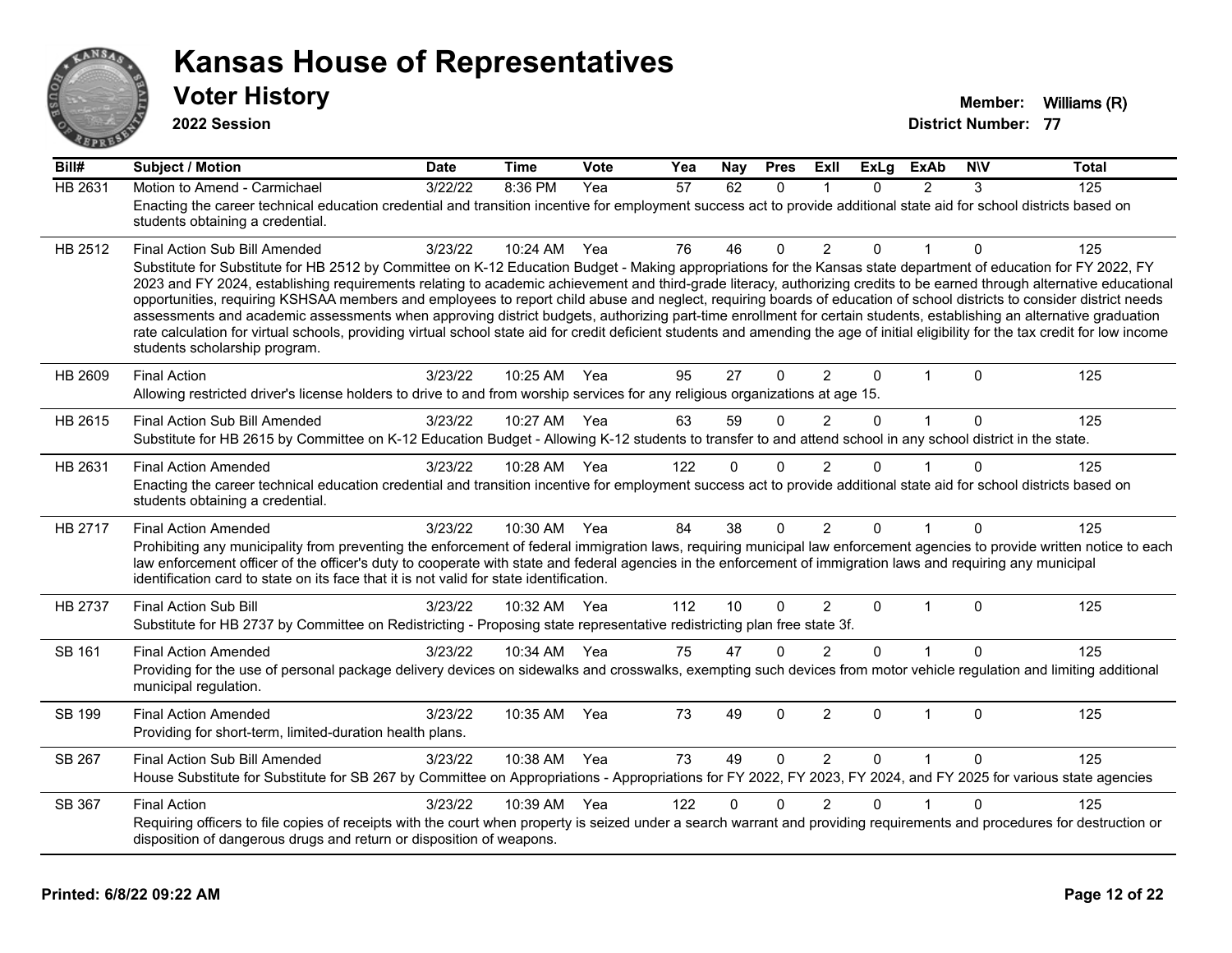# Kansas House of Representatives

## Voter History

**2022 Session**

**Member:** Williams (R)
**District Number:** 77

| Bill# | Subject / Motion | Date | Time | Vote | Yea | Nay | Pres | ExII | ExLg | ExAb | N\V | Total |
|---|---|---|---|---|---|---|---|---|---|---|---|---|
| HB 2631 | Motion to Amend - Carmichael | 3/22/22 | 8:36 PM | Yea | 57 | 62 | 0 | 1 | 0 | 2 | 3 | 125 |
| | Enacting the career technical education credential and transition incentive for employment success act to provide additional state aid for school districts based on students obtaining a credential. | | | | | | | | | | | |
| HB 2512 | Final Action Sub Bill Amended | 3/23/22 | 10:24 AM | Yea | 76 | 46 | 0 | 2 | 0 | 1 | 0 | 125 |
| | Substitute for Substitute for HB 2512 by Committee on K-12 Education Budget - Making appropriations for the Kansas state department of education for FY 2022, FY 2023 and FY 2024, establishing requirements relating to academic achievement and third-grade literacy, authorizing credits to be earned through alternative educational opportunities, requiring KSHSAA members and employees to report child abuse and neglect, requiring boards of education of school districts to consider district needs assessments and academic assessments when approving district budgets, authorizing part-time enrollment for certain students, establishing an alternative graduation rate calculation for virtual schools, providing virtual school state aid for credit deficient students and amending the age of initial eligibility for the tax credit for low income students scholarship program. | | | | | | | | | | | |
| HB 2609 | Final Action | 3/23/22 | 10:25 AM | Yea | 95 | 27 | 0 | 2 | 0 | 1 | 0 | 125 |
| | Allowing restricted driver's license holders to drive to and from worship services for any religious organizations at age 15. | | | | | | | | | | | |
| HB 2615 | Final Action Sub Bill Amended | 3/23/22 | 10:27 AM | Yea | 63 | 59 | 0 | 2 | 0 | 1 | 0 | 125 |
| | Substitute for HB 2615 by Committee on K-12 Education Budget - Allowing K-12 students to transfer to and attend school in any school district in the state. | | | | | | | | | | | |
| HB 2631 | Final Action Amended | 3/23/22 | 10:28 AM | Yea | 122 | 0 | 0 | 2 | 0 | 1 | 0 | 125 |
| | Enacting the career technical education credential and transition incentive for employment success act to provide additional state aid for school districts based on students obtaining a credential. | | | | | | | | | | | |
| HB 2717 | Final Action Amended | 3/23/22 | 10:30 AM | Yea | 84 | 38 | 0 | 2 | 0 | 1 | 0 | 125 |
| | Prohibiting any municipality from preventing the enforcement of federal immigration laws, requiring municipal law enforcement agencies to provide written notice to each law enforcement officer of the officer's duty to cooperate with state and federal agencies in the enforcement of immigration laws and requiring any municipal identification card to state on its face that it is not valid for state identification. | | | | | | | | | | | |
| HB 2737 | Final Action Sub Bill | 3/23/22 | 10:32 AM | Yea | 112 | 10 | 0 | 2 | 0 | 1 | 0 | 125 |
| | Substitute for HB 2737 by Committee on Redistricting - Proposing state representative redistricting plan free state 3f. | | | | | | | | | | | |
| SB 161 | Final Action Amended | 3/23/22 | 10:34 AM | Yea | 75 | 47 | 0 | 2 | 0 | 1 | 0 | 125 |
| | Providing for the use of personal package delivery devices on sidewalks and crosswalks, exempting such devices from motor vehicle regulation and limiting additional municipal regulation. | | | | | | | | | | | |
| SB 199 | Final Action Amended | 3/23/22 | 10:35 AM | Yea | 73 | 49 | 0 | 2 | 0 | 1 | 0 | 125 |
| | Providing for short-term, limited-duration health plans. | | | | | | | | | | | |
| SB 267 | Final Action Sub Bill Amended | 3/23/22 | 10:38 AM | Yea | 73 | 49 | 0 | 2 | 0 | 1 | 0 | 125 |
| | House Substitute for Substitute for SB 267 by Committee on Appropriations - Appropriations for FY 2022, FY 2023, FY 2024, and FY 2025 for various state agencies | | | | | | | | | | | |
| SB 367 | Final Action | 3/23/22 | 10:39 AM | Yea | 122 | 0 | 0 | 2 | 0 | 1 | 0 | 125 |
| | Requiring officers to file copies of receipts with the court when property is seized under a search warrant and providing requirements and procedures for destruction or disposition of dangerous drugs and return or disposition of weapons. | | | | | | | | | | | |

**Printed: 6/8/22 09:22 AM**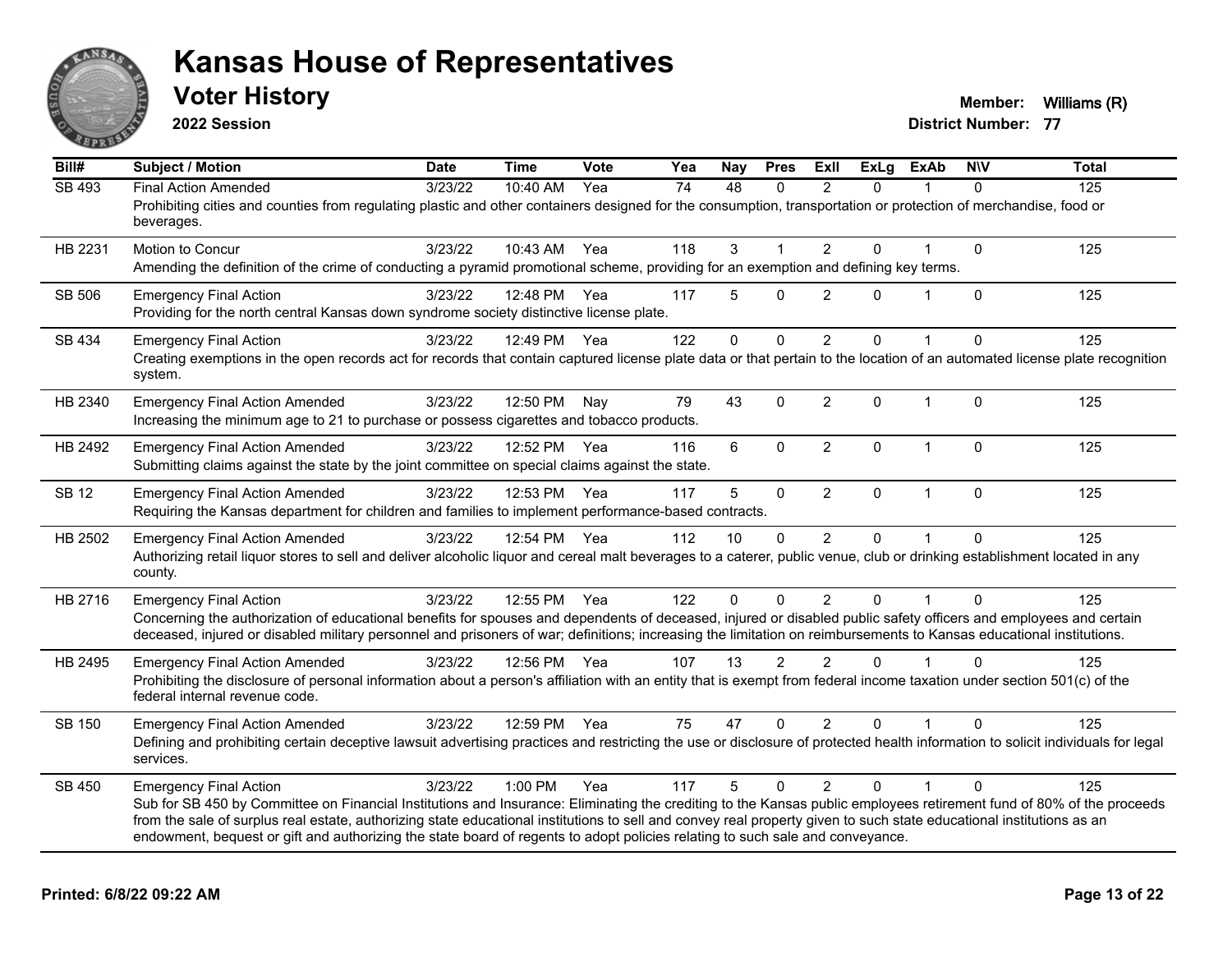# Kansas House of Representatives

## Voter History

**2022 Session**

**Member:** Williams (R)
**District Number:** 77

| Bill# | Subject / Motion | Date | Time | Vote | Yea | Nay | Pres | ExII | ExLg | ExAb | N\V | Total |
|---|---|---|---|---|---|---|---|---|---|---|---|---|
| SB 493 | Final Action Amended | 3/23/22 | 10:40 AM | Yea | 74 | 48 | 0 | 2 | 0 | 1 | 0 | 125 |
| | Prohibiting cities and counties from regulating plastic and other containers designed for the consumption, transportation or protection of merchandise, food or beverages. | | | | | | | | | | | |
| HB 2231 | Motion to Concur | 3/23/22 | 10:43 AM | Yea | 118 | 3 | 1 | 2 | 0 | 1 | 0 | 125 |
| | Amending the definition of the crime of conducting a pyramid promotional scheme, providing for an exemption and defining key terms. | | | | | | | | | | | |
| SB 506 | Emergency Final Action | 3/23/22 | 12:48 PM | Yea | 117 | 5 | 0 | 2 | 0 | 1 | 0 | 125 |
| | Providing for the north central Kansas down syndrome society distinctive license plate. | | | | | | | | | | | |
| SB 434 | Emergency Final Action | 3/23/22 | 12:49 PM | Yea | 122 | 0 | 0 | 2 | 0 | 1 | 0 | 125 |
| | Creating exemptions in the open records act for records that contain captured license plate data or that pertain to the location of an automated license plate recognition system. | | | | | | | | | | | |
| HB 2340 | Emergency Final Action Amended | 3/23/22 | 12:50 PM | Nay | 79 | 43 | 0 | 2 | 0 | 1 | 0 | 125 |
| | Increasing the minimum age to 21 to purchase or possess cigarettes and tobacco products. | | | | | | | | | | | |
| HB 2492 | Emergency Final Action Amended | 3/23/22 | 12:52 PM | Yea | 116 | 6 | 0 | 2 | 0 | 1 | 0 | 125 |
| | Submitting claims against the state by the joint committee on special claims against the state. | | | | | | | | | | | |
| SB 12 | Emergency Final Action Amended | 3/23/22 | 12:53 PM | Yea | 117 | 5 | 0 | 2 | 0 | 1 | 0 | 125 |
| | Requiring the Kansas department for children and families to implement performance-based contracts. | | | | | | | | | | | |
| HB 2502 | Emergency Final Action Amended | 3/23/22 | 12:54 PM | Yea | 112 | 10 | 0 | 2 | 0 | 1 | 0 | 125 |
| | Authorizing retail liquor stores to sell and deliver alcoholic liquor and cereal malt beverages to a caterer, public venue, club or drinking establishment located in any county. | | | | | | | | | | | |
| HB 2716 | Emergency Final Action | 3/23/22 | 12:55 PM | Yea | 122 | 0 | 0 | 2 | 0 | 1 | 0 | 125 |
| | Concerning the authorization of educational benefits for spouses and dependents of deceased, injured or disabled public safety officers and employees and certain deceased, injured or disabled military personnel and prisoners of war; definitions; increasing the limitation on reimbursements to Kansas educational institutions. | | | | | | | | | | | |
| HB 2495 | Emergency Final Action Amended | 3/23/22 | 12:56 PM | Yea | 107 | 13 | 2 | 2 | 0 | 1 | 0 | 125 |
| | Prohibiting the disclosure of personal information about a person's affiliation with an entity that is exempt from federal income taxation under section 501(c) of the federal internal revenue code. | | | | | | | | | | | |
| SB 150 | Emergency Final Action Amended | 3/23/22 | 12:59 PM | Yea | 75 | 47 | 0 | 2 | 0 | 1 | 0 | 125 |
| | Defining and prohibiting certain deceptive lawsuit advertising practices and restricting the use or disclosure of protected health information to solicit individuals for legal services. | | | | | | | | | | | |
| SB 450 | Emergency Final Action | 3/23/22 | 1:00 PM | Yea | 117 | 5 | 0 | 2 | 0 | 1 | 0 | 125 |
| | Sub for SB 450 by Committee on Financial Institutions and Insurance: Eliminating the crediting to the Kansas public employees retirement fund of 80% of the proceeds from the sale of surplus real estate, authorizing state educational institutions to sell and convey real property given to such state educational institutions as an endowment, bequest or gift and authorizing the state board of regents to adopt policies relating to such sale and conveyance. | | | | | | | | | | | |

**Printed: 6/8/22 09:22 AM**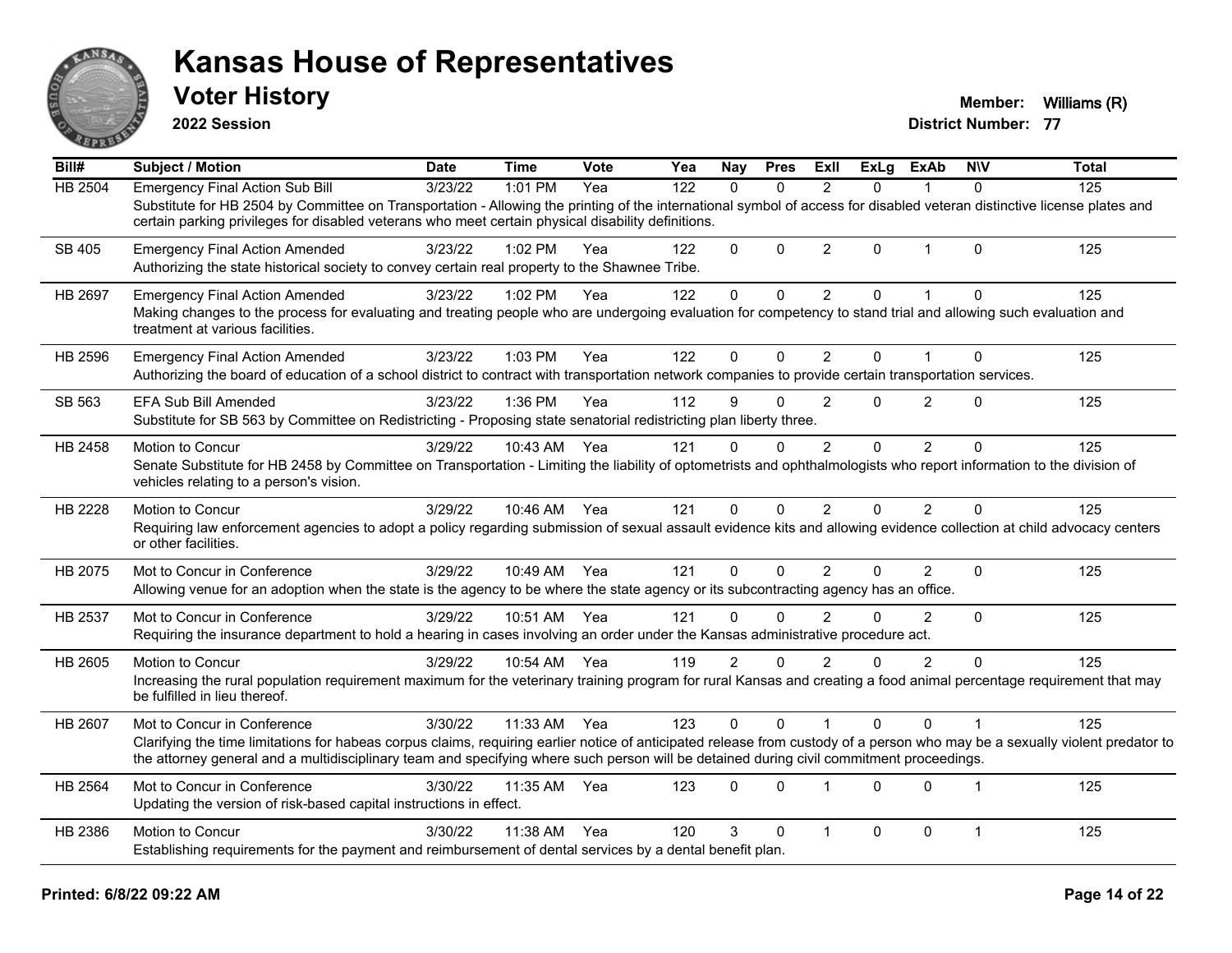# Kansas House of Representatives

## Voter History

**2022 Session**

**Member:** Williams (R)
**District Number:** 77

| Bill# | Subject / Motion | Date | Time | Vote | Yea | Nay | Pres | ExII | ExLg | ExAb | N\V | Total |
|---|---|---|---|---|---|---|---|---|---|---|---|---|
| HB 2504 | Emergency Final Action Sub Bill | 3/23/22 | 1:01 PM | Yea | 122 | 0 | 0 | 2 | 0 | 1 | 0 | 125 |
| | Substitute for HB 2504 by Committee on Transportation - Allowing the printing of the international symbol of access for disabled veteran distinctive license plates and certain parking privileges for disabled veterans who meet certain physical disability definitions. | | | | | | | | | | | |
| SB 405 | Emergency Final Action Amended | 3/23/22 | 1:02 PM | Yea | 122 | 0 | 0 | 2 | 0 | 1 | 0 | 125 |
| | Authorizing the state historical society to convey certain real property to the Shawnee Tribe. | | | | | | | | | | | |
| HB 2697 | Emergency Final Action Amended | 3/23/22 | 1:02 PM | Yea | 122 | 0 | 0 | 2 | 0 | 1 | 0 | 125 |
| | Making changes to the process for evaluating and treating people who are undergoing evaluation for competency to stand trial and allowing such evaluation and treatment at various facilities. | | | | | | | | | | | |
| HB 2596 | Emergency Final Action Amended | 3/23/22 | 1:03 PM | Yea | 122 | 0 | 0 | 2 | 0 | 1 | 0 | 125 |
| | Authorizing the board of education of a school district to contract with transportation network companies to provide certain transportation services. | | | | | | | | | | | |
| SB 563 | EFA Sub Bill Amended | 3/23/22 | 1:36 PM | Yea | 112 | 9 | 0 | 2 | 0 | 2 | 0 | 125 |
| | Substitute for SB 563 by Committee on Redistricting - Proposing state senatorial redistricting plan liberty three. | | | | | | | | | | | |
| HB 2458 | Motion to Concur | 3/29/22 | 10:43 AM | Yea | 121 | 0 | 0 | 2 | 0 | 2 | 0 | 125 |
| | Senate Substitute for HB 2458 by Committee on Transportation - Limiting the liability of optometrists and ophthalmologists who report information to the division of vehicles relating to a person's vision. | | | | | | | | | | | |
| HB 2228 | Motion to Concur | 3/29/22 | 10:46 AM | Yea | 121 | 0 | 0 | 2 | 0 | 2 | 0 | 125 |
| | Requiring law enforcement agencies to adopt a policy regarding submission of sexual assault evidence kits and allowing evidence collection at child advocacy centers or other facilities. | | | | | | | | | | | |
| HB 2075 | Mot to Concur in Conference | 3/29/22 | 10:49 AM | Yea | 121 | 0 | 0 | 2 | 0 | 2 | 0 | 125 |
| | Allowing venue for an adoption when the state is the agency to be where the state agency or its subcontracting agency has an office. | | | | | | | | | | | |
| HB 2537 | Mot to Concur in Conference | 3/29/22 | 10:51 AM | Yea | 121 | 0 | 0 | 2 | 0 | 2 | 0 | 125 |
| | Requiring the insurance department to hold a hearing in cases involving an order under the Kansas administrative procedure act. | | | | | | | | | | | |
| HB 2605 | Motion to Concur | 3/29/22 | 10:54 AM | Yea | 119 | 2 | 0 | 2 | 0 | 2 | 0 | 125 |
| | Increasing the rural population requirement maximum for the veterinary training program for rural Kansas and creating a food animal percentage requirement that may be fulfilled in lieu thereof. | | | | | | | | | | | |
| HB 2607 | Mot to Concur in Conference | 3/30/22 | 11:33 AM | Yea | 123 | 0 | 0 | 1 | 0 | 0 | 1 | 125 |
| | Clarifying the time limitations for habeas corpus claims, requiring earlier notice of anticipated release from custody of a person who may be a sexually violent predator to the attorney general and a multidisciplinary team and specifying where such person will be detained during civil commitment proceedings. | | | | | | | | | | | |
| HB 2564 | Mot to Concur in Conference | 3/30/22 | 11:35 AM | Yea | 123 | 0 | 0 | 1 | 0 | 0 | 1 | 125 |
| | Updating the version of risk-based capital instructions in effect. | | | | | | | | | | | |
| HB 2386 | Motion to Concur | 3/30/22 | 11:38 AM | Yea | 120 | 3 | 0 | 1 | 0 | 0 | 1 | 125 |
| | Establishing requirements for the payment and reimbursement of dental services by a dental benefit plan. | | | | | | | | | | | |

Printed: 6/8/22 09:22 AM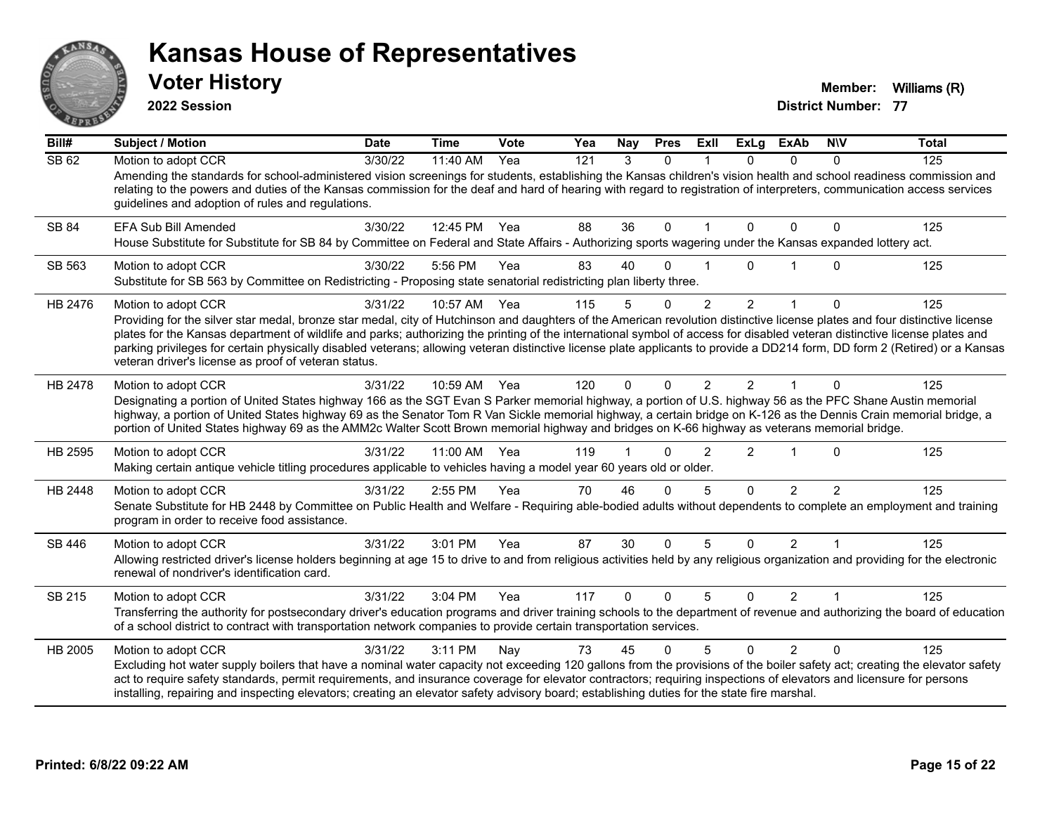# Kansas House of Representatives

## Voter History

**2022 Session**

**Member:** Williams (R)

**District Number:** 77

| Bill# | Subject / Motion | Date | Time | Vote | Yea | Nay | Pres | ExII | ExLg | ExAb | N\V | Total |
|---|---|---|---|---|---|---|---|---|---|---|---|---|
| SB 62 | Motion to adopt CCR | 3/30/22 | 11:40 AM | Yea | 121 | 3 | 0 | 1 | 0 | 0 | 0 | 125 |
| | Amending the standards for school-administered vision screenings for students, establishing the Kansas children's vision health and school readiness commission and relating to the powers and duties of the Kansas commission for the deaf and hard of hearing with regard to registration of interpreters, communication access services guidelines and adoption of rules and regulations. | | | | | | | | | | | |
| SB 84 | EFA Sub Bill Amended | 3/30/22 | 12:45 PM | Yea | 88 | 36 | 0 | 1 | 0 | 0 | 0 | 125 |
| | House Substitute for Substitute for SB 84 by Committee on Federal and State Affairs - Authorizing sports wagering under the Kansas expanded lottery act. | | | | | | | | | | | |
| SB 563 | Motion to adopt CCR | 3/30/22 | 5:56 PM | Yea | 83 | 40 | 0 | 1 | 0 | 1 | 0 | 125 |
| | Substitute for SB 563 by Committee on Redistricting - Proposing state senatorial redistricting plan liberty three. | | | | | | | | | | | |
| HB 2476 | Motion to adopt CCR | 3/31/22 | 10:57 AM | Yea | 115 | 5 | 0 | 2 | 2 | 1 | 0 | 125 |
| | Providing for the silver star medal, bronze star medal, city of Hutchinson and daughters of the American revolution distinctive license plates and four distinctive license plates for the Kansas department of wildlife and parks; authorizing the printing of the international symbol of access for disabled veteran distinctive license plates and parking privileges for certain physically disabled veterans; allowing veteran distinctive license plate applicants to provide a DD214 form, DD form 2 (Retired) or a Kansas veteran driver's license as proof of veteran status. | | | | | | | | | | | |
| HB 2478 | Motion to adopt CCR | 3/31/22 | 10:59 AM | Yea | 120 | 0 | 0 | 2 | 2 | 1 | 0 | 125 |
| | Designating a portion of United States highway 166 as the SGT Evan S Parker memorial highway, a portion of U.S. highway 56 as the PFC Shane Austin memorial highway, a portion of United States highway 69 as the Senator Tom R Van Sickle memorial highway, a certain bridge on K-126 as the Dennis Crain memorial bridge, a portion of United States highway 69 as the AMM2c Walter Scott Brown memorial highway and bridges on K-66 highway as veterans memorial bridge. | | | | | | | | | | | |
| HB 2595 | Motion to adopt CCR | 3/31/22 | 11:00 AM | Yea | 119 | 1 | 0 | 2 | 2 | 1 | 0 | 125 |
| | Making certain antique vehicle titling procedures applicable to vehicles having a model year 60 years old or older. | | | | | | | | | | | |
| HB 2448 | Motion to adopt CCR | 3/31/22 | 2:55 PM | Yea | 70 | 46 | 0 | 5 | 0 | 2 | 2 | 125 |
| | Senate Substitute for HB 2448 by Committee on Public Health and Welfare - Requiring able-bodied adults without dependents to complete an employment and training program in order to receive food assistance. | | | | | | | | | | | |
| SB 446 | Motion to adopt CCR | 3/31/22 | 3:01 PM | Yea | 87 | 30 | 0 | 5 | 0 | 2 | 1 | 125 |
| | Allowing restricted driver's license holders beginning at age 15 to drive to and from religious activities held by any religious organization and providing for the electronic renewal of nondriver's identification card. | | | | | | | | | | | |
| SB 215 | Motion to adopt CCR | 3/31/22 | 3:04 PM | Yea | 117 | 0 | 0 | 5 | 0 | 2 | 1 | 125 |
| | Transferring the authority for postsecondary driver's education programs and driver training schools to the department of revenue and authorizing the board of education of a school district to contract with transportation network companies to provide certain transportation services. | | | | | | | | | | | |
| HB 2005 | Motion to adopt CCR | 3/31/22 | 3:11 PM | Nay | 73 | 45 | 0 | 5 | 0 | 2 | 0 | 125 |
| | Excluding hot water supply boilers that have a nominal water capacity not exceeding 120 gallons from the provisions of the boiler safety act; creating the elevator safety act to require safety standards, permit requirements, and insurance coverage for elevator contractors; requiring inspections of elevators and licensure for persons installing, repairing and inspecting elevators; creating an elevator safety advisory board; establishing duties for the state fire marshal. | | | | | | | | | | | |

Printed: 6/8/22 09:22 AM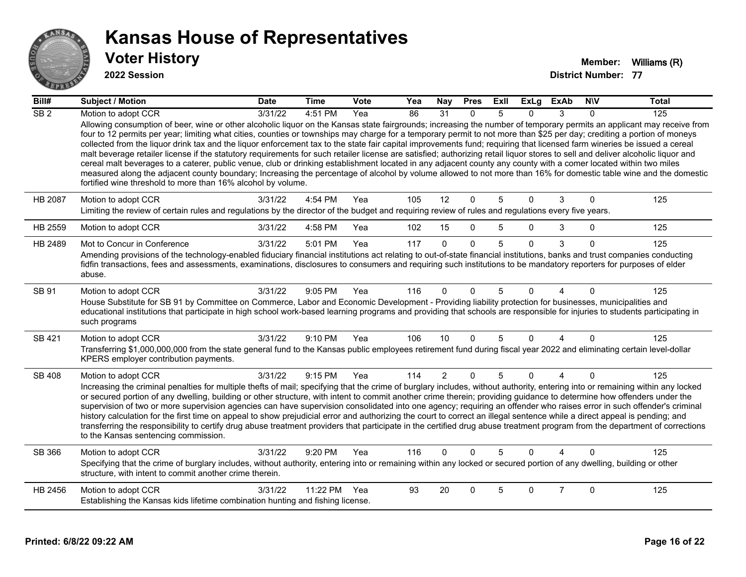# Kansas House of Representatives

## Voter History

**2022 Session**

**Member:** Williams (R)
**District Number:** 77

| Bill# | Subject / Motion | Date | Time | Vote | Yea | Nay | Pres | ExII | ExLg | ExAb | N\V | Total |
|---|---|---|---|---|---|---|---|---|---|---|---|---|
| SB 2 | Motion to adopt CCR | 3/31/22 | 4:51 PM | Yea | 86 | 31 | 0 | 5 | 0 | 3 | 0 | 125 |
| | Allowing consumption of beer, wine or other alcoholic liquor on the Kansas state fairgrounds; increasing the number of temporary permits an applicant may receive from four to 12 permits per year; limiting what cities, counties or townships may charge for a temporary permit to not more than $25 per day; crediting a portion of moneys collected from the liquor drink tax and the liquor enforcement tax to the state fair capital improvements fund; requiring that licensed farm wineries be issued a cereal malt beverage retailer license if the statutory requirements for such retailer license are satisfied; authorizing retail liquor stores to sell and deliver alcoholic liquor and cereal malt beverages to a caterer, public venue, club or drinking establishment located in any adjacent county any county with a comer located within two miles measured along the adjacent county boundary; Increasing the percentage of alcohol by volume allowed to not more than 16% for domestic table wine and the domestic fortified wine threshold to more than 16% alcohol by volume. | | | | | | | | | | | |
| HB 2087 | Motion to adopt CCR | 3/31/22 | 4:54 PM | Yea | 105 | 12 | 0 | 5 | 0 | 3 | 0 | 125 |
| | Limiting the review of certain rules and regulations by the director of the budget and requiring review of rules and regulations every five years. | | | | | | | | | | | |
| HB 2559 | Motion to adopt CCR | 3/31/22 | 4:58 PM | Yea | 102 | 15 | 0 | 5 | 0 | 3 | 0 | 125 |
| HB 2489 | Mot to Concur in Conference | 3/31/22 | 5:01 PM | Yea | 117 | 0 | 0 | 5 | 0 | 3 | 0 | 125 |
| | Amending provisions of the technology-enabled fiduciary financial institutions act relating to out-of-state financial institutions, banks and trust companies conducting fidfin transactions, fees and assessments, examinations, disclosures to consumers and requiring such institutions to be mandatory reporters for purposes of elder abuse. | | | | | | | | | | | |
| SB 91 | Motion to adopt CCR | 3/31/22 | 9:05 PM | Yea | 116 | 0 | 0 | 5 | 0 | 4 | 0 | 125 |
| | House Substitute for SB 91 by Committee on Commerce, Labor and Economic Development - Providing liability protection for businesses, municipalities and educational institutions that participate in high school work-based learning programs and providing that schools are responsible for injuries to students participating in such programs | | | | | | | | | | | |
| SB 421 | Motion to adopt CCR | 3/31/22 | 9:10 PM | Yea | 106 | 10 | 0 | 5 | 0 | 4 | 0 | 125 |
| | Transferring $1,000,000,000 from the state general fund to the Kansas public employees retirement fund during fiscal year 2022 and eliminating certain level-dollar KPERS employer contribution payments. | | | | | | | | | | | |
| SB 408 | Motion to adopt CCR | 3/31/22 | 9:15 PM | Yea | 114 | 2 | 0 | 5 | 0 | 4 | 0 | 125 |
| | Increasing the criminal penalties for multiple thefts of mail; specifying that the crime of burglary includes, without authority, entering into or remaining within any locked or secured portion of any dwelling, building or other structure, with intent to commit another crime therein; providing guidance to determine how offenders under the supervision of two or more supervision agencies can have supervision consolidated into one agency; requiring an offender who raises error in such offender's criminal history calculation for the first time on appeal to show prejudicial error and authorizing the court to correct an illegal sentence while a direct appeal is pending; and transferring the responsibility to certify drug abuse treatment providers that participate in the certified drug abuse treatment program from the department of corrections to the Kansas sentencing commission. | | | | | | | | | | | |
| SB 366 | Motion to adopt CCR | 3/31/22 | 9:20 PM | Yea | 116 | 0 | 0 | 5 | 0 | 4 | 0 | 125 |
| | Specifying that the crime of burglary includes, without authority, entering into or remaining within any locked or secured portion of any dwelling, building or other structure, with intent to commit another crime therein. | | | | | | | | | | | |
| HB 2456 | Motion to adopt CCR | 3/31/22 | 11:22 PM | Yea | 93 | 20 | 0 | 5 | 0 | 7 | 0 | 125 |
| | Establishing the Kansas kids lifetime combination hunting and fishing license. | | | | | | | | | | | |

Printed: 6/8/22 09:22 AM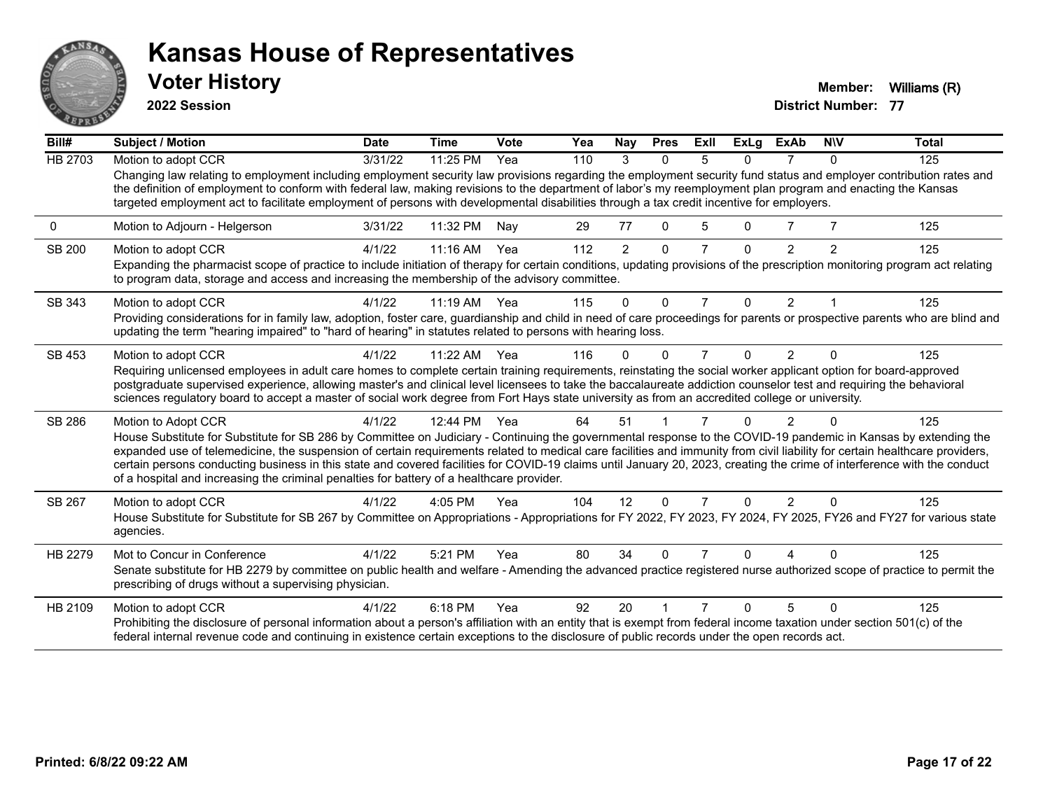# Kansas House of Representatives

## Voter History

**2022 Session**

**Member:** Williams (R)

**District Number:** 77

| Bill# | Subject / Motion | Date | Time | Vote | Yea | Nay | Pres | ExII | ExLg | ExAb | N\V | Total |
|---|---|---|---|---|---|---|---|---|---|---|---|---|
| HB 2703 | Motion to adopt CCR | 3/31/22 | 11:25 PM | Yea | 110 | 3 | 0 | 5 | 0 | 7 | 0 | 125 |
| | Changing law relating to employment including employment security law provisions regarding the employment security fund status and employer contribution rates and the definition of employment to conform with federal law, making revisions to the department of labor's my reemployment plan program and enacting the Kansas targeted employment act to facilitate employment of persons with developmental disabilities through a tax credit incentive for employers. | | | | | | | | | | | |
| 0 | Motion to Adjourn - Helgerson | 3/31/22 | 11:32 PM | Nay | 29 | 77 | 0 | 5 | 0 | 7 | 7 | 125 |
| SB 200 | Motion to adopt CCR | 4/1/22 | 11:16 AM | Yea | 112 | 2 | 0 | 7 | 0 | 2 | 2 | 125 |
| | Expanding the pharmacist scope of practice to include initiation of therapy for certain conditions, updating provisions of the prescription monitoring program act relating to program data, storage and access and increasing the membership of the advisory committee. | | | | | | | | | | | |
| SB 343 | Motion to adopt CCR | 4/1/22 | 11:19 AM | Yea | 115 | 0 | 0 | 7 | 0 | 2 | 1 | 125 |
| | Providing considerations for in family law, adoption, foster care, guardianship and child in need of care proceedings for parents or prospective parents who are blind and updating the term "hearing impaired" to "hard of hearing" in statutes related to persons with hearing loss. | | | | | | | | | | | |
| SB 453 | Motion to adopt CCR | 4/1/22 | 11:22 AM | Yea | 116 | 0 | 0 | 7 | 0 | 2 | 0 | 125 |
| | Requiring unlicensed employees in adult care homes to complete certain training requirements, reinstating the social worker applicant option for board-approved postgraduate supervised experience, allowing master's and clinical level licensees to take the baccalaureate addiction counselor test and requiring the behavioral sciences regulatory board to accept a master of social work degree from Fort Hays state university as from an accredited college or university. | | | | | | | | | | | |
| SB 286 | Motion to Adopt CCR | 4/1/22 | 12:44 PM | Yea | 64 | 51 | 1 | 7 | 0 | 2 | 0 | 125 |
| | House Substitute for Substitute for SB 286 by Committee on Judiciary - Continuing the governmental response to the COVID-19 pandemic in Kansas by extending the expanded use of telemedicine, the suspension of certain requirements related to medical care facilities and immunity from civil liability for certain healthcare providers, certain persons conducting business in this state and covered facilities for COVID-19 claims until January 20, 2023, creating the crime of interference with the conduct of a hospital and increasing the criminal penalties for battery of a healthcare provider. | | | | | | | | | | | |
| SB 267 | Motion to adopt CCR | 4/1/22 | 4:05 PM | Yea | 104 | 12 | 0 | 7 | 0 | 2 | 0 | 125 |
| | House Substitute for Substitute for SB 267 by Committee on Appropriations - Appropriations for FY 2022, FY 2023, FY 2024, FY 2025, FY26 and FY27 for various state agencies. | | | | | | | | | | | |
| HB 2279 | Mot to Concur in Conference | 4/1/22 | 5:21 PM | Yea | 80 | 34 | 0 | 7 | 0 | 4 | 0 | 125 |
| | Senate substitute for HB 2279 by committee on public health and welfare - Amending the advanced practice registered nurse authorized scope of practice to permit the prescribing of drugs without a supervising physician. | | | | | | | | | | | |
| HB 2109 | Motion to adopt CCR | 4/1/22 | 6:18 PM | Yea | 92 | 20 | 1 | 7 | 0 | 5 | 0 | 125 |
| | Prohibiting the disclosure of personal information about a person's affiliation with an entity that is exempt from federal income taxation under section 501(c) of the federal internal revenue code and continuing in existence certain exceptions to the disclosure of public records under the open records act. | | | | | | | | | | | |

**Printed: 6/8/22 09:22 AM**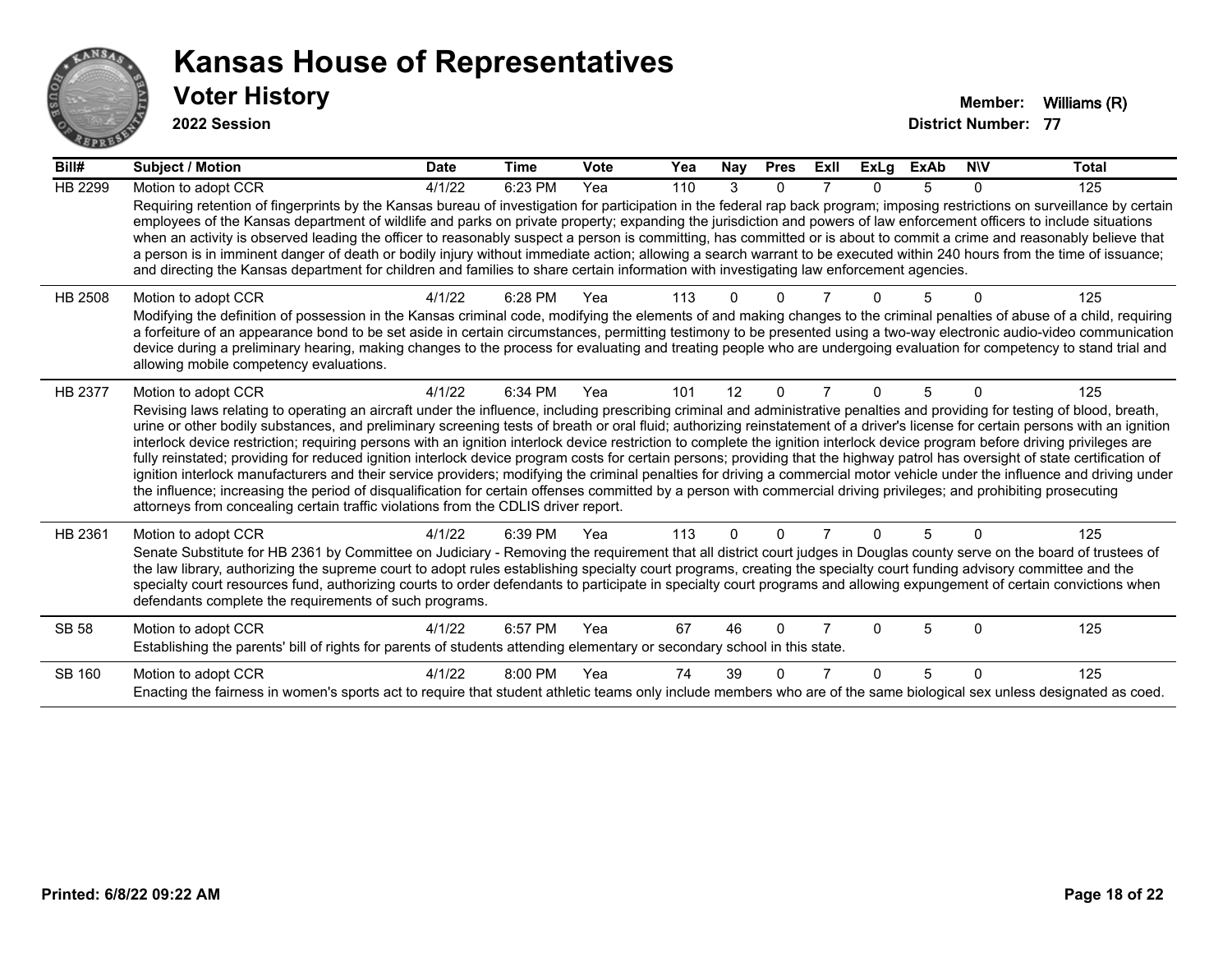# Kansas House of Representatives

## Voter History

**2022 Session**

**Member:** Williams (R)
**District Number:** 77

| Bill# | Subject / Motion | Date | Time | Vote | Yea | Nay | Pres | ExII | ExLg | ExAb | N\V | Total |
|---|---|---|---|---|---|---|---|---|---|---|---|---|
| HB 2299 | Motion to adopt CCR | 4/1/22 | 6:23 PM | Yea | 110 | 3 | 0 | 7 | 0 | 5 | 0 | 125 |
| | Requiring retention of fingerprints by the Kansas bureau of investigation for participation in the federal rap back program; imposing restrictions on surveillance by certain employees of the Kansas department of wildlife and parks on private property; expanding the jurisdiction and powers of law enforcement officers to include situations when an activity is observed leading the officer to reasonably suspect a person is committing, has committed or is about to commit a crime and reasonably believe that a person is in imminent danger of death or bodily injury without immediate action; allowing a search warrant to be executed within 240 hours from the time of issuance; and directing the Kansas department for children and families to share certain information with investigating law enforcement agencies. | | | | | | | | | | | |
| HB 2508 | Motion to adopt CCR | 4/1/22 | 6:28 PM | Yea | 113 | 0 | 0 | 7 | 0 | 5 | 0 | 125 |
| | Modifying the definition of possession in the Kansas criminal code, modifying the elements of and making changes to the criminal penalties of abuse of a child, requiring a forfeiture of an appearance bond to be set aside in certain circumstances, permitting testimony to be presented using a two-way electronic audio-video communication device during a preliminary hearing, making changes to the process for evaluating and treating people who are undergoing evaluation for competency to stand trial and allowing mobile competency evaluations. | | | | | | | | | | | |
| HB 2377 | Motion to adopt CCR | 4/1/22 | 6:34 PM | Yea | 101 | 12 | 0 | 7 | 0 | 5 | 0 | 125 |
| | Revising laws relating to operating an aircraft under the influence, including prescribing criminal and administrative penalties and providing for testing of blood, breath, urine or other bodily substances, and preliminary screening tests of breath or oral fluid; authorizing reinstatement of a driver's license for certain persons with an ignition interlock device restriction; requiring persons with an ignition interlock device restriction to complete the ignition interlock device program before driving privileges are fully reinstated; providing for reduced ignition interlock device program costs for certain persons; providing that the highway patrol has oversight of state certification of ignition interlock manufacturers and their service providers; modifying the criminal penalties for driving a commercial motor vehicle under the influence and driving under the influence; increasing the period of disqualification for certain offenses committed by a person with commercial driving privileges; and prohibiting prosecuting attorneys from concealing certain traffic violations from the CDLIS driver report. | | | | | | | | | | | |
| HB 2361 | Motion to adopt CCR | 4/1/22 | 6:39 PM | Yea | 113 | 0 | 0 | 7 | 0 | 5 | 0 | 125 |
| | Senate Substitute for HB 2361 by Committee on Judiciary - Removing the requirement that all district court judges in Douglas county serve on the board of trustees of the law library, authorizing the supreme court to adopt rules establishing specialty court programs, creating the specialty court funding advisory committee and the specialty court resources fund, authorizing courts to order defendants to participate in specialty court programs and allowing expungement of certain convictions when defendants complete the requirements of such programs. | | | | | | | | | | | |
| SB 58 | Motion to adopt CCR | 4/1/22 | 6:57 PM | Yea | 67 | 46 | 0 | 7 | 0 | 5 | 0 | 125 |
| | Establishing the parents' bill of rights for parents of students attending elementary or secondary school in this state. | | | | | | | | | | | |
| SB 160 | Motion to adopt CCR | 4/1/22 | 8:00 PM | Yea | 74 | 39 | 0 | 7 | 0 | 5 | 0 | 125 |
| | Enacting the fairness in women's sports act to require that student athletic teams only include members who are of the same biological sex unless designated as coed. | | | | | | | | | | | |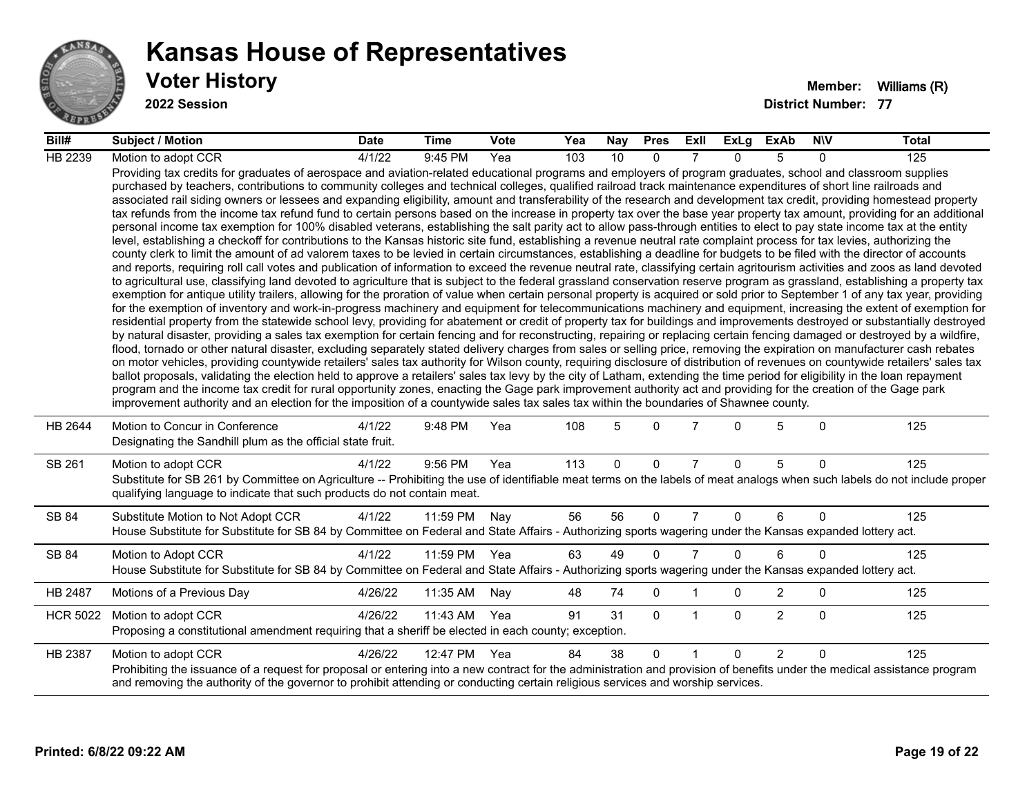# Kansas House of Representatives

## Voter History

**2022 Session**

**Member:** Williams (R)
**District Number:** 77

| Bill# | Subject / Motion | Date | Time | Vote | Yea | Nay | Pres | ExII | ExLg | ExAb | N\V | Total |
|---|---|---|---|---|---|---|---|---|---|---|---|---|
| HB 2239 | Motion to adopt CCR | 4/1/22 | 9:45 PM | Yea | 103 | 10 | 0 | 7 | 0 | 5 | 0 | 125 |
| | Providing tax credits for graduates of aerospace and aviation-related educational programs and employers of program graduates, school and classroom supplies purchased by teachers, contributions to community colleges and technical colleges, qualified railroad track maintenance expenditures of short line railroads and associated rail siding owners or lessees and expanding eligibility, amount and transferability of the research and development tax credit, providing homestead property tax refunds from the income tax refund fund to certain persons based on the increase in property tax over the base year property tax amount, providing for an additional personal income tax exemption for 100% disabled veterans, establishing the salt parity act to allow pass-through entities to elect to pay state income tax at the entity level, establishing a checkoff for contributions to the Kansas historic site fund, establishing a revenue neutral rate complaint process for tax levies, authorizing the county clerk to limit the amount of ad valorem taxes to be levied in certain circumstances, establishing a deadline for budgets to be filed with the director of accounts and reports, requiring roll call votes and publication of information to exceed the revenue neutral rate, classifying certain agritourism activities and zoos as land devoted to agricultural use, classifying land devoted to agriculture that is subject to the federal grassland conservation reserve program as grassland, establishing a property tax exemption for antique utility trailers, allowing for the proration of value when certain personal property is acquired or sold prior to September 1 of any tax year, providing for the exemption of inventory and work-in-progress machinery and equipment for telecommunications machinery and equipment, increasing the extent of exemption for residential property from the statewide school levy, providing for abatement or credit of property tax for buildings and improvements destroyed or substantially destroyed by natural disaster, providing a sales tax exemption for certain fencing and for reconstructing, repairing or replacing certain fencing damaged or destroyed by a wildfire, flood, tornado or other natural disaster, excluding separately stated delivery charges from sales or selling price, removing the expiration on manufacturer cash rebates on motor vehicles, providing countywide retailers' sales tax authority for Wilson county, requiring disclosure of distribution of revenues on countywide retailers' sales tax ballot proposals, validating the election held to approve a retailers' sales tax levy by the city of Latham, extending the time period for eligibility in the loan repayment program and the income tax credit for rural opportunity zones, enacting the Gage park improvement authority act and providing for the creation of the Gage park improvement authority and an election for the imposition of a countywide sales tax sales tax within the boundaries of Shawnee county. | | | | | | | | | | | |
| HB 2644 | Motion to Concur in Conference | 4/1/22 | 9:48 PM | Yea | 108 | 5 | 0 | 7 | 0 | 5 | 0 | 125 |
| | Designating the Sandhill plum as the official state fruit. | | | | | | | | | | | |
| SB 261 | Motion to adopt CCR | 4/1/22 | 9:56 PM | Yea | 113 | 0 | 0 | 7 | 0 | 5 | 0 | 125 |
| | Substitute for SB 261 by Committee on Agriculture -- Prohibiting the use of identifiable meat terms on the labels of meat analogs when such labels do not include proper qualifying language to indicate that such products do not contain meat. | | | | | | | | | | | |
| SB 84 | Substitute Motion to Not Adopt CCR | 4/1/22 | 11:59 PM | Nay | 56 | 56 | 0 | 7 | 0 | 6 | 0 | 125 |
| | House Substitute for Substitute for SB 84 by Committee on Federal and State Affairs - Authorizing sports wagering under the Kansas expanded lottery act. | | | | | | | | | | | |
| SB 84 | Motion to Adopt CCR | 4/1/22 | 11:59 PM | Yea | 63 | 49 | 0 | 7 | 0 | 6 | 0 | 125 |
| | House Substitute for Substitute for SB 84 by Committee on Federal and State Affairs - Authorizing sports wagering under the Kansas expanded lottery act. | | | | | | | | | | | |
| HB 2487 | Motions of a Previous Day | 4/26/22 | 11:35 AM | Nay | 48 | 74 | 0 | 1 | 0 | 2 | 0 | 125 |
| HCR 5022 | Motion to adopt CCR | 4/26/22 | 11:43 AM | Yea | 91 | 31 | 0 | 1 | 0 | 2 | 0 | 125 |
| | Proposing a constitutional amendment requiring that a sheriff be elected in each county; exception. | | | | | | | | | | | |
| HB 2387 | Motion to adopt CCR | 4/26/22 | 12:47 PM | Yea | 84 | 38 | 0 | 1 | 0 | 2 | 0 | 125 |
| | Prohibiting the issuance of a request for proposal or entering into a new contract for the administration and provision of benefits under the medical assistance program and removing the authority of the governor to prohibit attending or conducting certain religious services and worship services. | | | | | | | | | | | |

**Printed: 6/8/22 09:22 AM**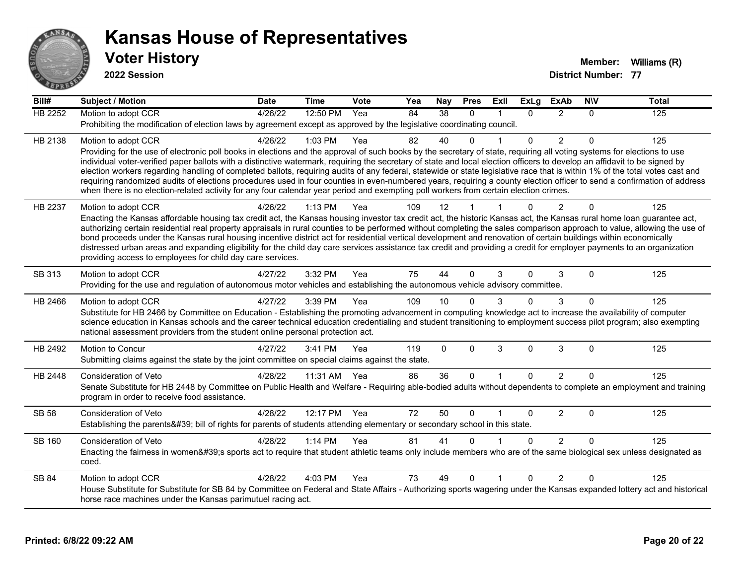# Kansas House of Representatives

## Voter History

**2022 Session**

**Member:** Williams (R)
**District Number:** 77

| Bill# | Subject / Motion | Date | Time | Vote | Yea | Nay | Pres | ExII | ExLg | ExAb | N\V | Total |
|---|---|---|---|---|---|---|---|---|---|---|---|---|
| HB 2252 | Motion to adopt CCR | 4/26/22 | 12:50 PM | Yea | 84 | 38 | 0 | 1 | 0 | 2 | 0 | 125 |
| | Prohibiting the modification of election laws by agreement except as approved by the legislative coordinating council. | | | | | | | | | | | |
| HB 2138 | Motion to adopt CCR | 4/26/22 | 1:03 PM | Yea | 82 | 40 | 0 | 1 | 0 | 2 | 0 | 125 |
| | Providing for the use of electronic poll books in elections and the approval of such books by the secretary of state, requiring all voting systems for elections to use individual voter-verified paper ballots with a distinctive watermark, requiring the secretary of state and local election officers to develop an affidavit to be signed by election workers regarding handling of completed ballots, requiring audits of any federal, statewide or state legislative race that is within 1% of the total votes cast and requiring randomized audits of elections procedures used in four counties in even-numbered years, requiring a county election officer to send a confirmation of address when there is no election-related activity for any four calendar year period and exempting poll workers from certain election crimes. | | | | | | | | | | | |
| HB 2237 | Motion to adopt CCR | 4/26/22 | 1:13 PM | Yea | 109 | 12 | 1 | 1 | 0 | 2 | 0 | 125 |
| | Enacting the Kansas affordable housing tax credit act, the Kansas housing investor tax credit act, the historic Kansas act, the Kansas rural home loan guarantee act, authorizing certain residential real property appraisals in rural counties to be performed without completing the sales comparison approach to value, allowing the use of bond proceeds under the Kansas rural housing incentive district act for residential vertical development and renovation of certain buildings within economically distressed urban areas and expanding eligibility for the child day care services assistance tax credit and providing a credit for employer payments to an organization providing access to employees for child day care services. | | | | | | | | | | | |
| SB 313 | Motion to adopt CCR | 4/27/22 | 3:32 PM | Yea | 75 | 44 | 0 | 3 | 0 | 3 | 0 | 125 |
| | Providing for the use and regulation of autonomous motor vehicles and establishing the autonomous vehicle advisory committee. | | | | | | | | | | | |
| HB 2466 | Motion to adopt CCR | 4/27/22 | 3:39 PM | Yea | 109 | 10 | 0 | 3 | 0 | 3 | 0 | 125 |
| | Substitute for HB 2466 by Committee on Education - Establishing the promoting advancement in computing knowledge act to increase the availability of computer science education in Kansas schools and the career technical education credentialing and student transitioning to employment success pilot program; also exempting national assessment providers from the student online personal protection act. | | | | | | | | | | | |
| HB 2492 | Motion to Concur | 4/27/22 | 3:41 PM | Yea | 119 | 0 | 0 | 3 | 0 | 3 | 0 | 125 |
| | Submitting claims against the state by the joint committee on special claims against the state. | | | | | | | | | | | |
| HB 2448 | Consideration of Veto | 4/28/22 | 11:31 AM | Yea | 86 | 36 | 0 | 1 | 0 | 2 | 0 | 125 |
| | Senate Substitute for HB 2448 by Committee on Public Health and Welfare - Requiring able-bodied adults without dependents to complete an employment and training program in order to receive food assistance. | | | | | | | | | | | |
| SB 58 | Consideration of Veto | 4/28/22 | 12:17 PM | Yea | 72 | 50 | 0 | 1 | 0 | 2 | 0 | 125 |
| | Establishing the parents&#39; bill of rights for parents of students attending elementary or secondary school in this state. | | | | | | | | | | | |
| SB 160 | Consideration of Veto | 4/28/22 | 1:14 PM | Yea | 81 | 41 | 0 | 1 | 0 | 2 | 0 | 125 |
| | Enacting the fairness in women&#39;s sports act to require that student athletic teams only include members who are of the same biological sex unless designated as coed. | | | | | | | | | | | |
| SB 84 | Motion to adopt CCR | 4/28/22 | 4:03 PM | Yea | 73 | 49 | 0 | 1 | 0 | 2 | 0 | 125 |
| | House Substitute for Substitute for SB 84 by Committee on Federal and State Affairs - Authorizing sports wagering under the Kansas expanded lottery act and historical horse race machines under the Kansas parimutuel racing act. | | | | | | | | | | | |

Printed: 6/8/22 09:22 AM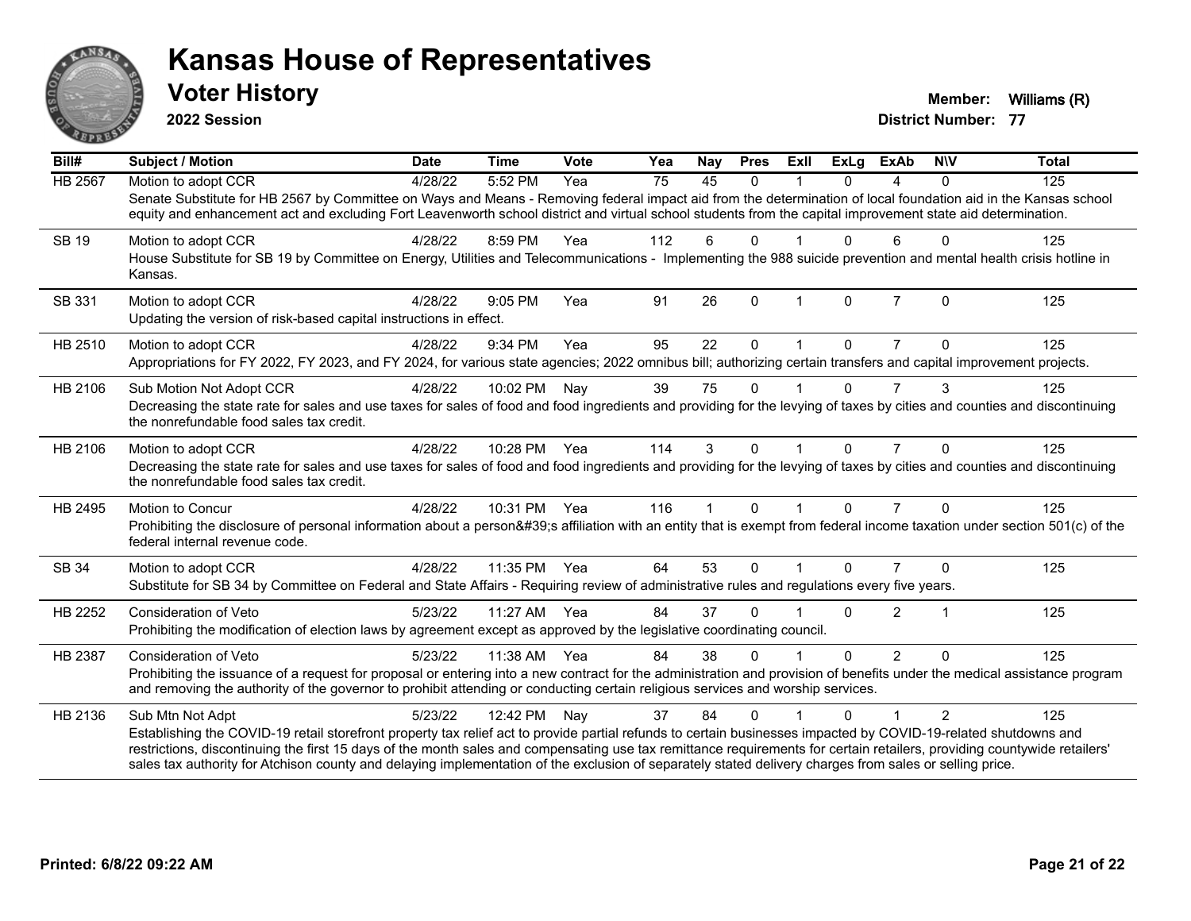# Kansas House of Representatives

## Voter History

**2022 Session**

**Member:** Williams (R)
**District Number:** 77

| Bill# | Subject / Motion | Date | Time | Vote | Yea | Nay | Pres | ExII | ExLg | ExAb | N\V | Total |
|---|---|---|---|---|---|---|---|---|---|---|---|---|
| HB 2567 | Motion to adopt CCR | 4/28/22 | 5:52 PM | Yea | 75 | 45 | 0 | 1 | 0 | 4 | 0 | 125 |
| | Senate Substitute for HB 2567 by Committee on Ways and Means - Removing federal impact aid from the determination of local foundation aid in the Kansas school equity and enhancement act and excluding Fort Leavenworth school district and virtual school students from the capital improvement state aid determination. | | | | | | | | | | | |
| SB 19 | Motion to adopt CCR | 4/28/22 | 8:59 PM | Yea | 112 | 6 | 0 | 1 | 0 | 6 | 0 | 125 |
| | House Substitute for SB 19 by Committee on Energy, Utilities and Telecommunications - Implementing the 988 suicide prevention and mental health crisis hotline in Kansas. | | | | | | | | | | | |
| SB 331 | Motion to adopt CCR | 4/28/22 | 9:05 PM | Yea | 91 | 26 | 0 | 1 | 0 | 7 | 0 | 125 |
| | Updating the version of risk-based capital instructions in effect. | | | | | | | | | | | |
| HB 2510 | Motion to adopt CCR | 4/28/22 | 9:34 PM | Yea | 95 | 22 | 0 | 1 | 0 | 7 | 0 | 125 |
| | Appropriations for FY 2022, FY 2023, and FY 2024, for various state agencies; 2022 omnibus bill; authorizing certain transfers and capital improvement projects. | | | | | | | | | | | |
| HB 2106 | Sub Motion Not Adopt CCR | 4/28/22 | 10:02 PM | Nay | 39 | 75 | 0 | 1 | 0 | 7 | 3 | 125 |
| | Decreasing the state rate for sales and use taxes for sales of food and food ingredients and providing for the levying of taxes by cities and counties and discontinuing the nonrefundable food sales tax credit. | | | | | | | | | | | |
| HB 2106 | Motion to adopt CCR | 4/28/22 | 10:28 PM | Yea | 114 | 3 | 0 | 1 | 0 | 7 | 0 | 125 |
| | Decreasing the state rate for sales and use taxes for sales of food and food ingredients and providing for the levying of taxes by cities and counties and discontinuing the nonrefundable food sales tax credit. | | | | | | | | | | | |
| HB 2495 | Motion to Concur | 4/28/22 | 10:31 PM | Yea | 116 | 1 | 0 | 1 | 0 | 7 | 0 | 125 |
| | Prohibiting the disclosure of personal information about a person&#39;s affiliation with an entity that is exempt from federal income taxation under section 501(c) of the federal internal revenue code. | | | | | | | | | | | |
| SB 34 | Motion to adopt CCR | 4/28/22 | 11:35 PM | Yea | 64 | 53 | 0 | 1 | 0 | 7 | 0 | 125 |
| | Substitute for SB 34 by Committee on Federal and State Affairs - Requiring review of administrative rules and regulations every five years. | | | | | | | | | | | |
| HB 2252 | Consideration of Veto | 5/23/22 | 11:27 AM | Yea | 84 | 37 | 0 | 1 | 0 | 2 | 1 | 125 |
| | Prohibiting the modification of election laws by agreement except as approved by the legislative coordinating council. | | | | | | | | | | | |
| HB 2387 | Consideration of Veto | 5/23/22 | 11:38 AM | Yea | 84 | 38 | 0 | 1 | 0 | 2 | 0 | 125 |
| | Prohibiting the issuance of a request for proposal or entering into a new contract for the administration and provision of benefits under the medical assistance program and removing the authority of the governor to prohibit attending or conducting certain religious services and worship services. | | | | | | | | | | | |
| HB 2136 | Sub Mtn Not Adpt | 5/23/22 | 12:42 PM | Nay | 37 | 84 | 0 | 1 | 0 | 1 | 2 | 125 |
| | Establishing the COVID-19 retail storefront property tax relief act to provide partial refunds to certain businesses impacted by COVID-19-related shutdowns and restrictions, discontinuing the first 15 days of the month sales and compensating use tax remittance requirements for certain retailers, providing countywide retailers' sales tax authority for Atchison county and delaying implementation of the exclusion of separately stated delivery charges from sales or selling price. | | | | | | | | | | | |

Printed: 6/8/22 09:22 AM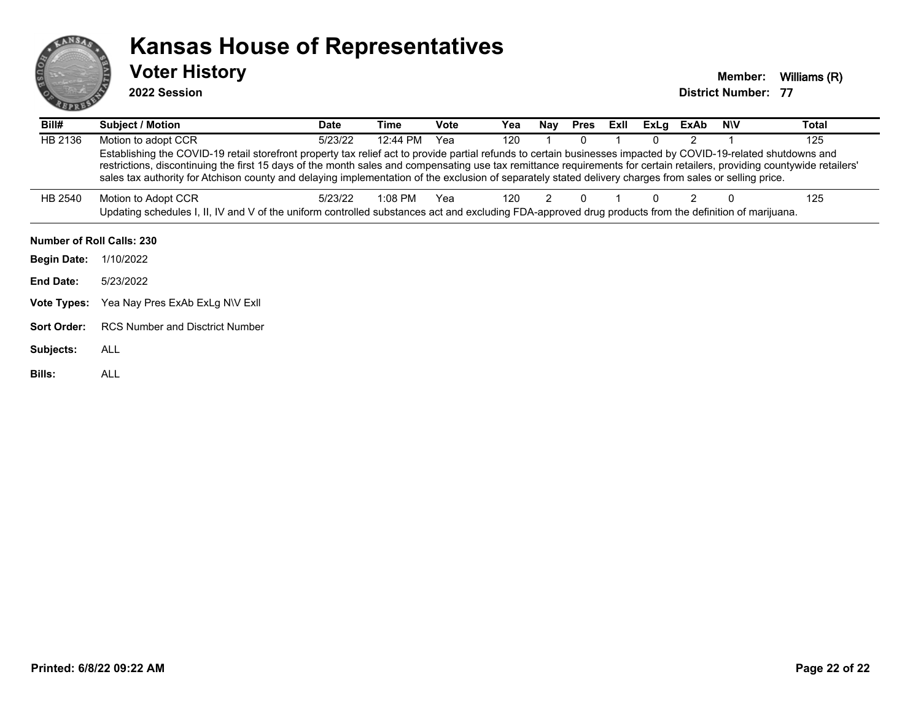# Kansas House of Representatives

## Voter History

**2022 Session**

**Member:** Williams (R)
**District Number:** 77

| Bill# | Subject / Motion | Date | Time | Vote | Yea | Nay | Pres | ExII | ExLg | ExAb | N\V | Total |
|---|---|---|---|---|---|---|---|---|---|---|---|---|
| HB 2136 | Motion to adopt CCR | 5/23/22 | 12:44 PM | Yea | 120 | 1 | 0 | 1 | 0 | 2 | 1 | 125 |
| | Establishing the COVID-19 retail storefront property tax relief act to provide partial refunds to certain businesses impacted by COVID-19-related shutdowns and restrictions, discontinuing the first 15 days of the month sales and compensating use tax remittance requirements for certain retailers, providing countywide retailers' sales tax authority for Atchison county and delaying implementation of the exclusion of separately stated delivery charges from sales or selling price. | | | | | | | | | | | |
| HB 2540 | Motion to Adopt CCR | 5/23/22 | 1:08 PM | Yea | 120 | 2 | 0 | 1 | 0 | 2 | 0 | 125 |
| | Updating schedules I, II, IV and V of the uniform controlled substances act and excluding FDA-approved drug products from the definition of marijuana. | | | | | | | | | | | |

**Number of Roll Calls: 230**

**Begin Date:** 1/10/2022

**End Date:** 5/23/2022

**Vote Types:** Yea Nay Pres ExAb ExLg N\V ExII

**Sort Order:** RCS Number and Disctrict Number

**Subjects:** ALL

**Bills:** ALL

**Printed: 6/8/22 09:22 AM**